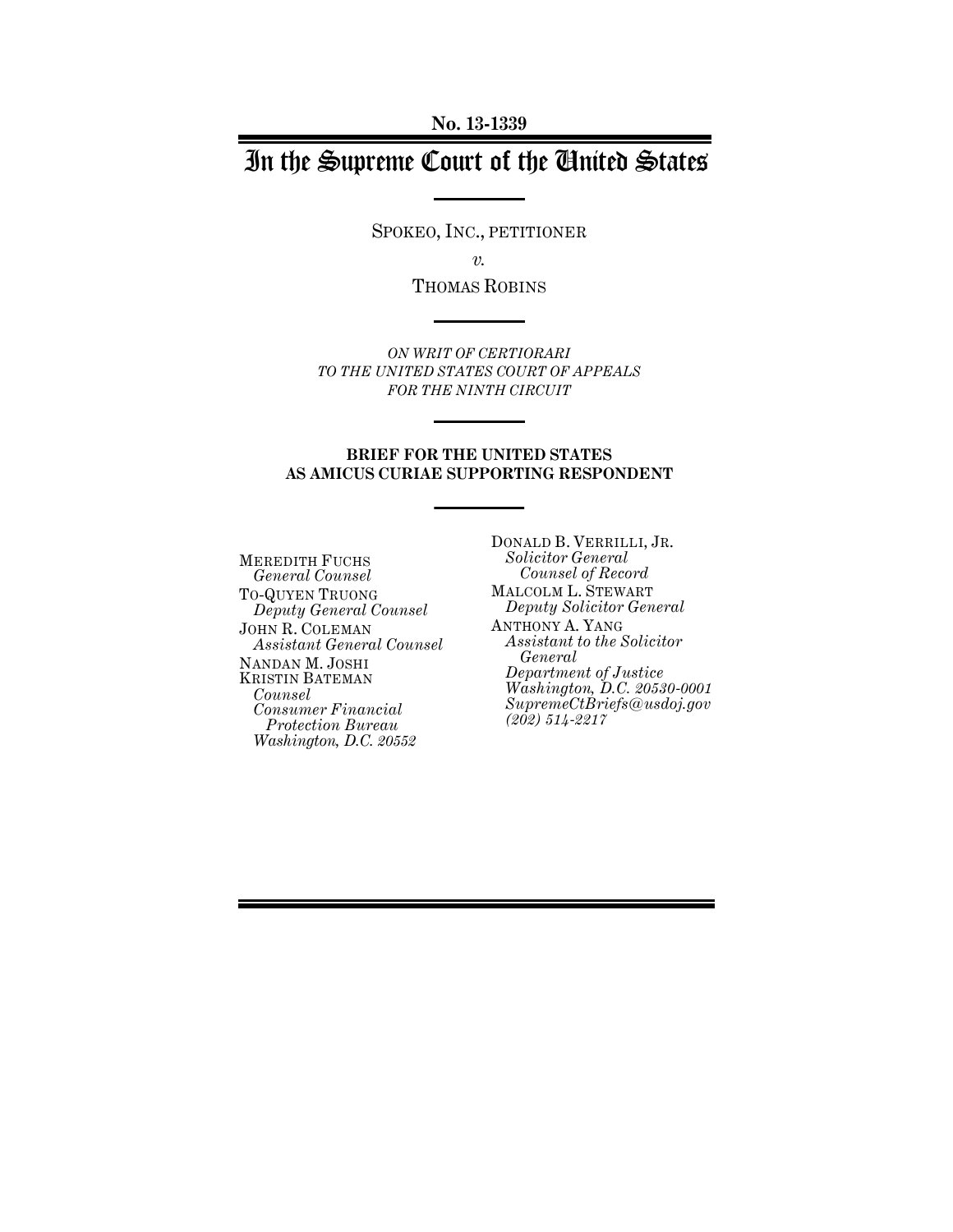No. 13-1339

# In the Supreme Court of the United States

SPOKEO, INC., PETITIONER

*v.*

THOMAS ROBINS

*ON WRIT OF CERTIORARI*
*TO THE UNITED STATES COURT OF APPEALS*
*FOR THE NINTH CIRCUIT*

**BRIEF FOR THE UNITED STATES**
**AS AMICUS CURIAE SUPPORTING RESPONDENT**

MEREDITH FUCHS
*General Counsel*
TO-QUYEN TRUONG
*Deputy General Counsel*
JOHN R. COLEMAN
*Assistant General Counsel*
NANDAN M. JOSHI
KRISTIN BATEMAN
*Counsel*
*Consumer Financial Protection Bureau*
*Washington, D.C. 20552*

DONALD B. VERRILLI, JR.
*Solicitor General*
*Counsel of Record*
MALCOLM L. STEWART
*Deputy Solicitor General*
ANTHONY A. YANG
*Assistant to the Solicitor General*
*Department of Justice*
*Washington, D.C. 20530-0001*
*SupremeCtBriefs@usdoj.gov*
*(202) 514-2217*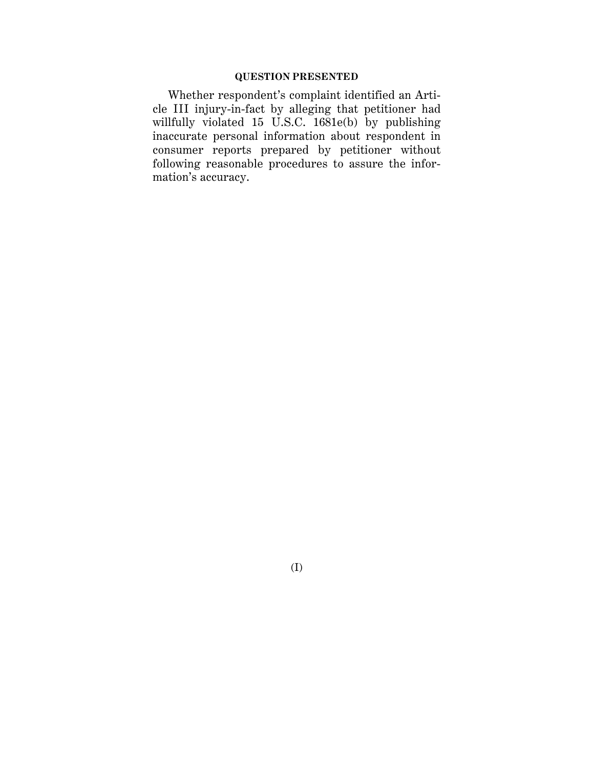# QUESTION PRESENTED

Whether respondent's complaint identified an Article III injury-in-fact by alleging that petitioner had willfully violated 15 U.S.C. 1681e(b) by publishing inaccurate personal information about respondent in consumer reports prepared by petitioner without following reasonable procedures to assure the information's accuracy.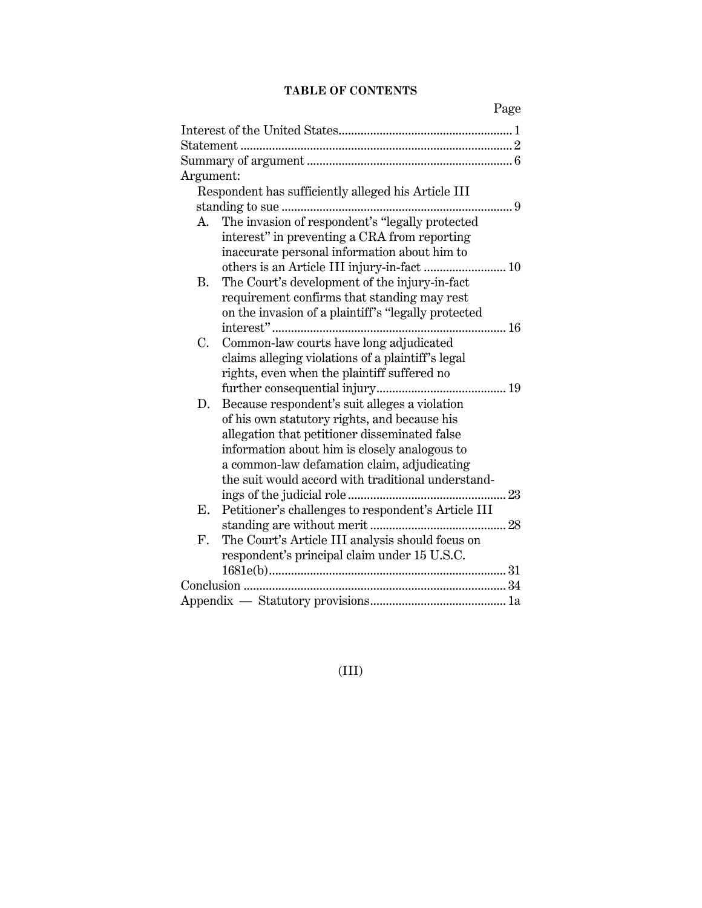**TABLE OF CONTENTS**

| | Page |
|---|---|
| Interest of the United States | 1 |
| Statement | 2 |
| Summary of argument | 6 |
| Argument: | |
| Respondent has sufficiently alleged his Article III standing to sue | 9 |
| A. The invasion of respondent's "legally protected interest" in preventing a CRA from reporting inaccurate personal information about him to others is an Article III injury-in-fact | 10 |
| B. The Court's development of the injury-in-fact requirement confirms that standing may rest on the invasion of a plaintiff's "legally protected interest" | 16 |
| C. Common-law courts have long adjudicated claims alleging violations of a plaintiff's legal rights, even when the plaintiff suffered no further consequential injury | 19 |
| D. Because respondent's suit alleges a violation of his own statutory rights, and because his allegation that petitioner disseminated false information about him is closely analogous to a common-law defamation claim, adjudicating the suit would accord with traditional understandings of the judicial role | 23 |
| E. Petitioner's challenges to respondent's Article III standing are without merit | 28 |
| F. The Court's Article III analysis should focus on respondent's principal claim under 15 U.S.C. 1681e(b) | 31 |
| Conclusion | 34 |
| Appendix — Statutory provisions | 1a |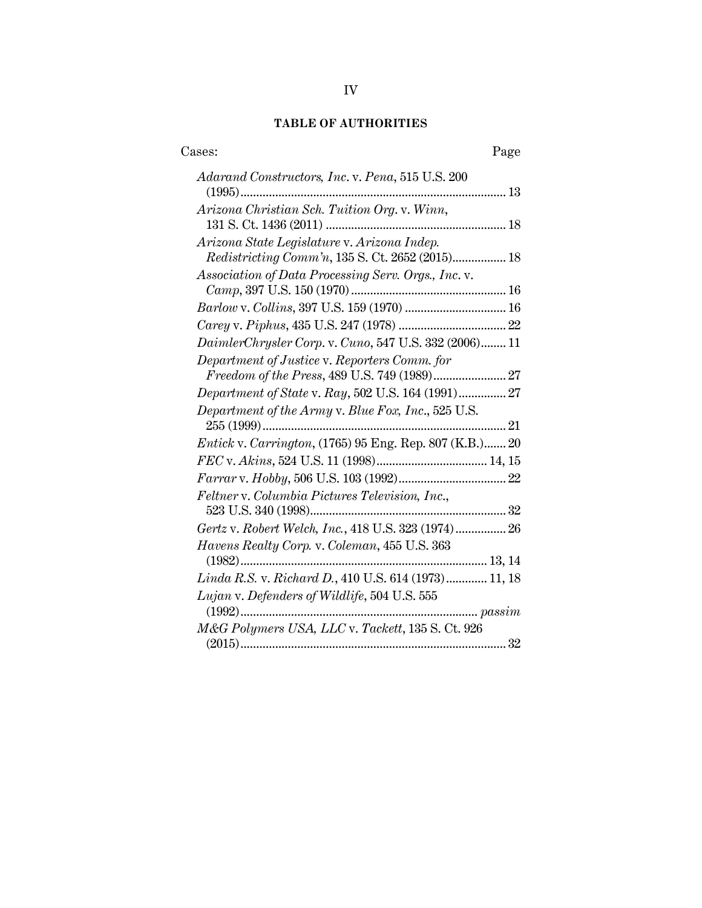## TABLE OF AUTHORITIES

Cases: Page

*Adarand Constructors, Inc.* v. *Pena*, 515 U.S. 200 (1995).................................................................................... 13

*Arizona Christian Sch. Tuition Org.* v. *Winn*, 131 S. Ct. 1436 (2011) ......................................................... 18

*Arizona State Legislature* v. *Arizona Indep. Redistricting Comm'n*, 135 S. Ct. 2652 (2015)................. 18

*Association of Data Processing Serv. Orgs., Inc.* v. *Camp*, 397 U.S. 150 (1970) ................................................. 16

*Barlow* v. *Collins*, 397 U.S. 159 (1970) ................................ 16

*Carey* v. *Piphus*, 435 U.S. 247 (1978) .................................. 22

*DaimlerChrysler Corp.* v. *Cuno*, 547 U.S. 332 (2006)........ 11

*Department of Justice* v. *Reporters Comm. for Freedom of the Press*, 489 U.S. 749 (1989)....................... 27

*Department of State* v. *Ray*, 502 U.S. 164 (1991)............... 27

*Department of the Army* v. *Blue Fox, Inc.*, 525 U.S. 255 (1999)............................................................................ 21

*Entick* v. *Carrington*, (1765) 95 Eng. Rep. 807 (K.B.)....... 20

*FEC* v. *Akins*, 524 U.S. 11 (1998)................................... 14, 15

*Farrar* v. *Hobby*, 506 U.S. 103 (1992).................................. 22

*Feltner* v. *Columbia Pictures Television, Inc.*, 523 U.S. 340 (1998).............................................................. 32

*Gertz* v. *Robert Welch, Inc.*, 418 U.S. 323 (1974)................ 26

*Havens Realty Corp.* v. *Coleman*, 455 U.S. 363 (1982)............................................................................ 13, 14

*Linda R.S.* v. *Richard D.*, 410 U.S. 614 (1973)............. 11, 18

*Lujan* v. *Defenders of Wildlife*, 504 U.S. 555 (1992)........................................................................... *passim*

*M&G Polymers USA, LLC* v. *Tackett*, 135 S. Ct. 926 (2015).................................................................................... 32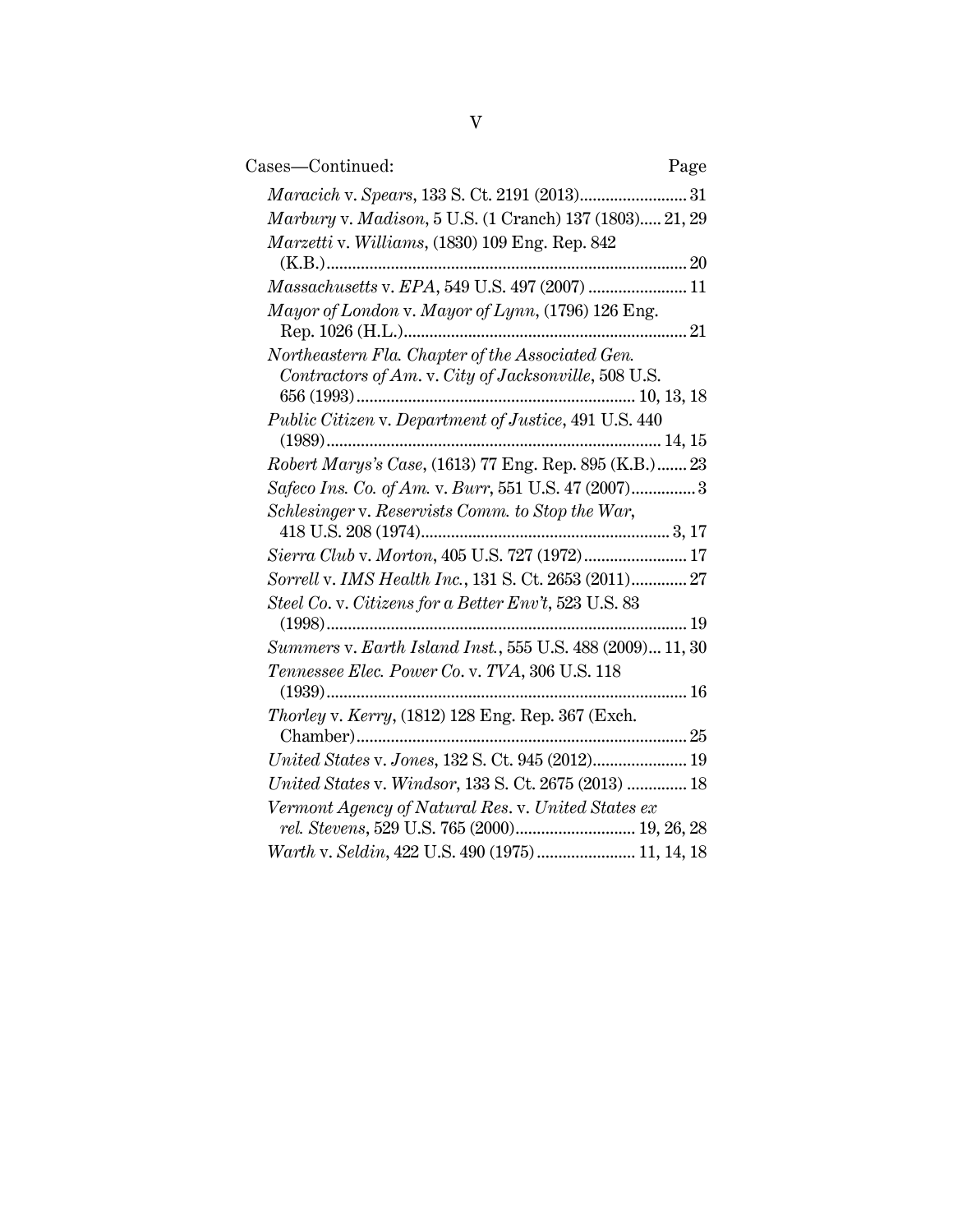Cases—Continued: Page

*Maracich* v. *Spears*, 133 S. Ct. 2191 (2013)......................... 31

*Marbury* v. *Madison*, 5 U.S. (1 Cranch) 137 (1803)..... 21, 29

*Marzetti* v. *Williams*, (1830) 109 Eng. Rep. 842 (K.B.)...................................................................................... 20

*Massachusetts* v. *EPA*, 549 U.S. 497 (2007) ....................... 11

*Mayor of London* v. *Mayor of Lynn*, (1796) 126 Eng. Rep. 1026 (H.L.)................................................................ 21

*Northeastern Fla. Chapter of the Associated Gen. Contractors of Am.* v. *City of Jacksonville*, 508 U.S. 656 (1993)............................................................... 10, 13, 18

*Public Citizen* v. *Department of Justice*, 491 U.S. 440 (1989)........................................................................... 14, 15

*Robert Marys's Case*, (1613) 77 Eng. Rep. 895 (K.B.)....... 23

*Safeco Ins. Co. of Am.* v. *Burr*, 551 U.S. 47 (2007)............... 3

*Schlesinger* v. *Reservists Comm. to Stop the War*, 418 U.S. 208 (1974)........................................................ 3, 17

*Sierra Club* v. *Morton*, 405 U.S. 727 (1972)........................ 17

*Sorrell* v. *IMS Health Inc.*, 131 S. Ct. 2653 (2011)............. 27

*Steel Co.* v. *Citizens for a Better Env't*, 523 U.S. 83 (1998).................................................................................. 19

*Summers* v. *Earth Island Inst.*, 555 U.S. 488 (2009)... 11, 30

*Tennessee Elec. Power Co.* v. *TVA*, 306 U.S. 118 (1939).................................................................................. 16

*Thorley* v. *Kerry*, (1812) 128 Eng. Rep. 367 (Exch. Chamber)........................................................................... 25

*United States* v. *Jones*, 132 S. Ct. 945 (2012)...................... 19

*United States* v. *Windsor*, 133 S. Ct. 2675 (2013) .............. 18

*Vermont Agency of Natural Res.* v. *United States ex rel. Stevens*, 529 U.S. 765 (2000)............................ 19, 26, 28

*Warth* v. *Seldin*, 422 U.S. 490 (1975)....................... 11, 14, 18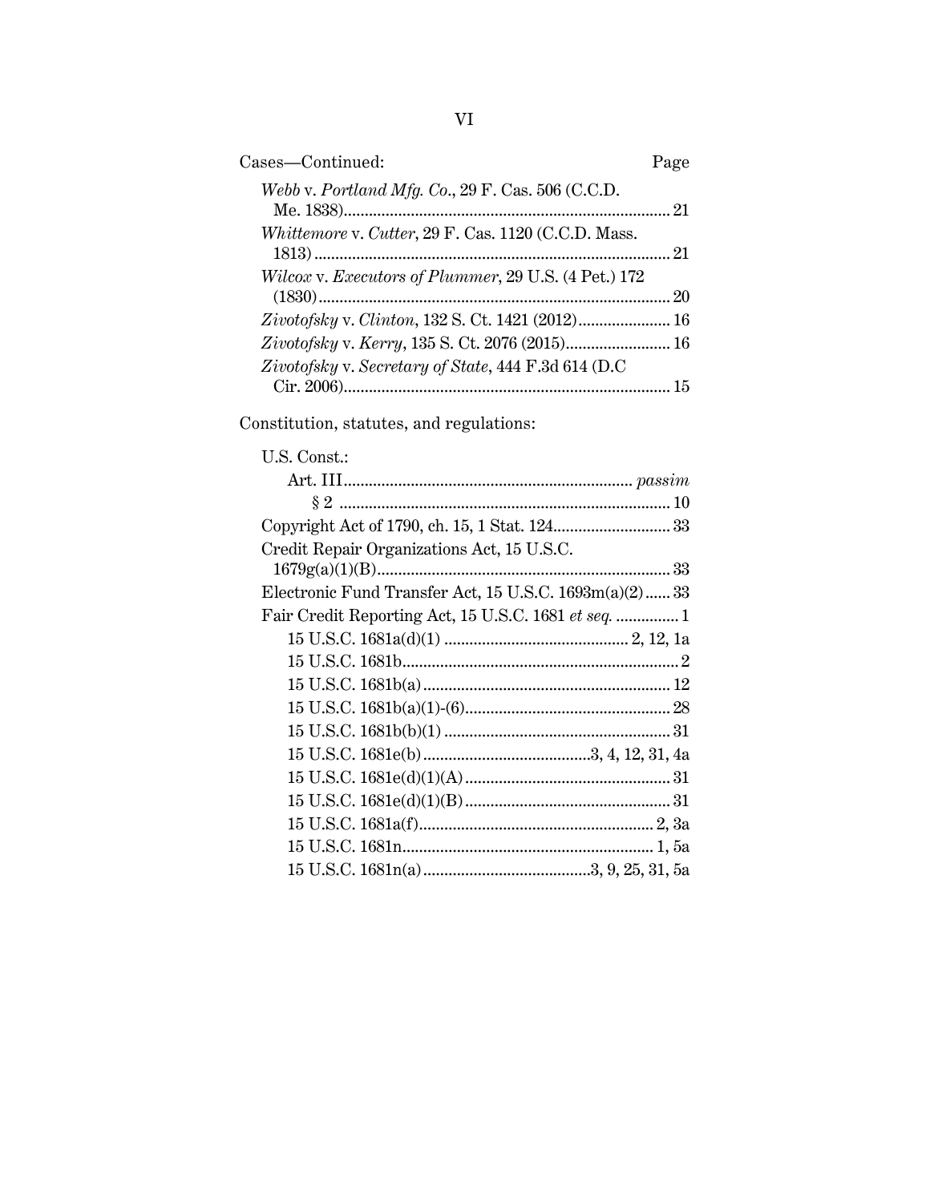Cases—Continued: Page

*Webb* v. *Portland Mfg. Co.*, 29 F. Cas. 506 (C.C.D. Me. 1838) ........ 21

*Whittemore* v. *Cutter*, 29 F. Cas. 1120 (C.C.D. Mass. 1813) ........ 21

*Wilcox* v. *Executors of Plummer*, 29 U.S. (4 Pet.) 172 (1830) ........ 20

*Zivotofsky* v. *Clinton*, 132 S. Ct. 1421 (2012) ........ 16

*Zivotofsky* v. *Kerry*, 135 S. Ct. 2076 (2015) ........ 16

*Zivotofsky* v. *Secretary of State*, 444 F.3d 614 (D.C Cir. 2006) ........ 15

Constitution, statutes, and regulations:

U.S. Const.:

- Art. III ........ *passim*
  - § 2 ........ 10

Copyright Act of 1790, ch. 15, 1 Stat. 124 ........ 33

Credit Repair Organizations Act, 15 U.S.C. 1679g(a)(1)(B) ........ 33

Electronic Fund Transfer Act, 15 U.S.C. 1693m(a)(2) ........ 33

Fair Credit Reporting Act, 15 U.S.C. 1681 *et seq.* ........ 1

- 15 U.S.C. 1681a(d)(1) ........ 2, 12, 1a
- 15 U.S.C. 1681b ........ 2
- 15 U.S.C. 1681b(a) ........ 12
- 15 U.S.C. 1681b(a)(1)-(6) ........ 28
- 15 U.S.C. 1681b(b)(1) ........ 31
- 15 U.S.C. 1681e(b) ........ 3, 4, 12, 31, 4a
- 15 U.S.C. 1681e(d)(1)(A) ........ 31
- 15 U.S.C. 1681e(d)(1)(B) ........ 31
- 15 U.S.C. 1681a(f) ........ 2, 3a
- 15 U.S.C. 1681n ........ 1, 5a
- 15 U.S.C. 1681n(a) ........ 3, 9, 25, 31, 5a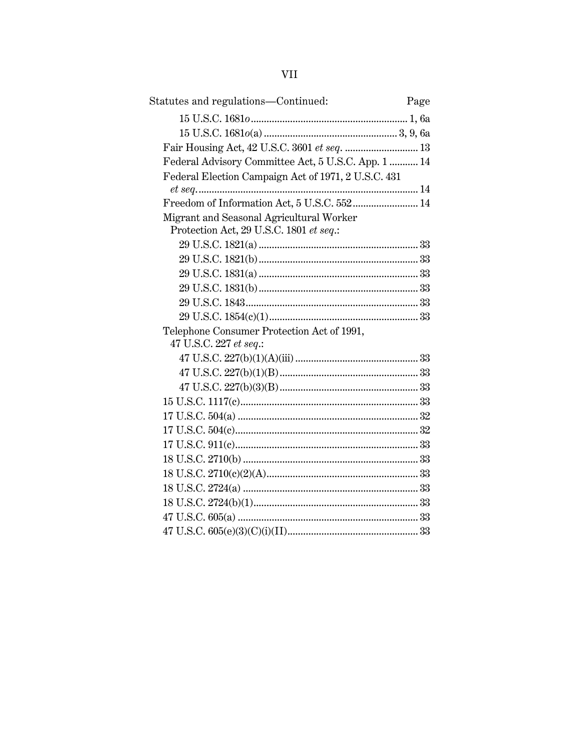Statutes and regulations—Continued: Page

- 15 U.S.C. 1681*o* ........................................................... 1, 6a
- 15 U.S.C. 1681*o*(a) .................................................. 3, 9, 6a

Fair Housing Act, 42 U.S.C. 3601 *et seq.* ............................ 13

Federal Advisory Committee Act, 5 U.S.C. App. 1 ........... 14

Federal Election Campaign Act of 1971, 2 U.S.C. 431 *et seq.* ........................................................................ 14

Freedom of Information Act, 5 U.S.C. 552 ......................... 14

Migrant and Seasonal Agricultural Worker Protection Act, 29 U.S.C. 1801 *et seq.*:

- 29 U.S.C. 1821(a) ............................................................ 33
- 29 U.S.C. 1821(b) ............................................................ 33
- 29 U.S.C. 1831(a) ............................................................ 33
- 29 U.S.C. 1831(b) ............................................................ 33
- 29 U.S.C. 1843 .................................................................. 33
- 29 U.S.C. 1854(c)(1) ......................................................... 33

Telephone Consumer Protection Act of 1991, 47 U.S.C. 227 *et seq.*:

- 47 U.S.C. 227(b)(1)(A)(iii) .............................................. 33
- 47 U.S.C. 227(b)(1)(B) ..................................................... 33
- 47 U.S.C. 227(b)(3)(B) ..................................................... 33

15 U.S.C. 1117(c) .................................................................... 33

17 U.S.C. 504(a) ..................................................................... 32

17 U.S.C. 504(c) ...................................................................... 32

17 U.S.C. 911(c) ...................................................................... 33

18 U.S.C. 2710(b) ................................................................... 33

18 U.S.C. 2710(c)(2)(A) .......................................................... 33

18 U.S.C. 2724(a) ................................................................... 33

18 U.S.C. 2724(b)(1) ............................................................... 33

47 U.S.C. 605(a) ..................................................................... 33

47 U.S.C. 605(e)(3)(C)(i)(II) .................................................. 33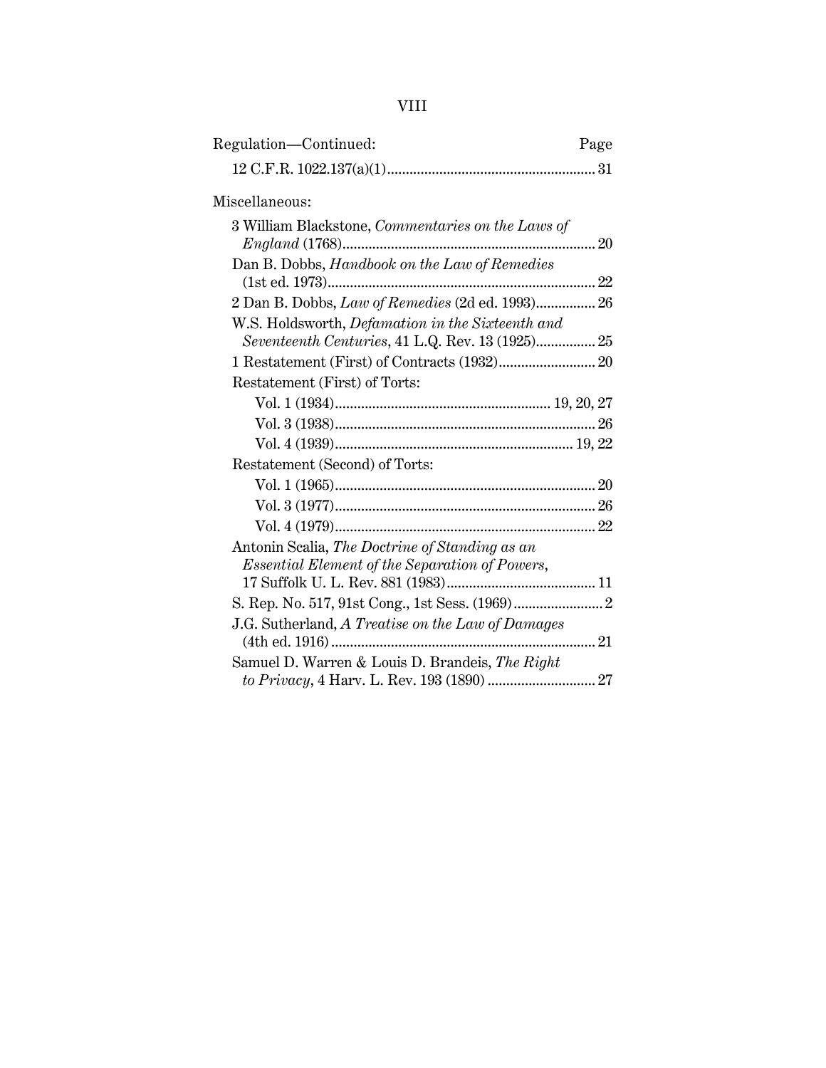| Regulation—Continued: | Page |
|---|---|
| 12 C.F.R. 1022.137(a)(1) | 31 |

Miscellaneous:

| | |
|---|---|
| 3 William Blackstone, *Commentaries on the Laws of England* (1768) | 20 |
| Dan B. Dobbs, *Handbook on the Law of Remedies* (1st ed. 1973) | 22 |
| 2 Dan B. Dobbs, *Law of Remedies* (2d ed. 1993) | 26 |
| W.S. Holdsworth, *Defamation in the Sixteenth and Seventeenth Centuries*, 41 L.Q. Rev. 13 (1925) | 25 |
| 1 Restatement (First) of Contracts (1932) | 20 |
| Restatement (First) of Torts: | |
| Vol. 1 (1934) | 19, 20, 27 |
| Vol. 3 (1938) | 26 |
| Vol. 4 (1939) | 19, 22 |
| Restatement (Second) of Torts: | |
| Vol. 1 (1965) | 20 |
| Vol. 3 (1977) | 26 |
| Vol. 4 (1979) | 22 |
| Antonin Scalia, *The Doctrine of Standing as an Essential Element of the Separation of Powers*, 17 Suffolk U. L. Rev. 881 (1983) | 11 |
| S. Rep. No. 517, 91st Cong., 1st Sess. (1969) | 2 |
| J.G. Sutherland, *A Treatise on the Law of Damages* (4th ed. 1916) | 21 |
| Samuel D. Warren & Louis D. Brandeis, *The Right to Privacy*, 4 Harv. L. Rev. 193 (1890) | 27 |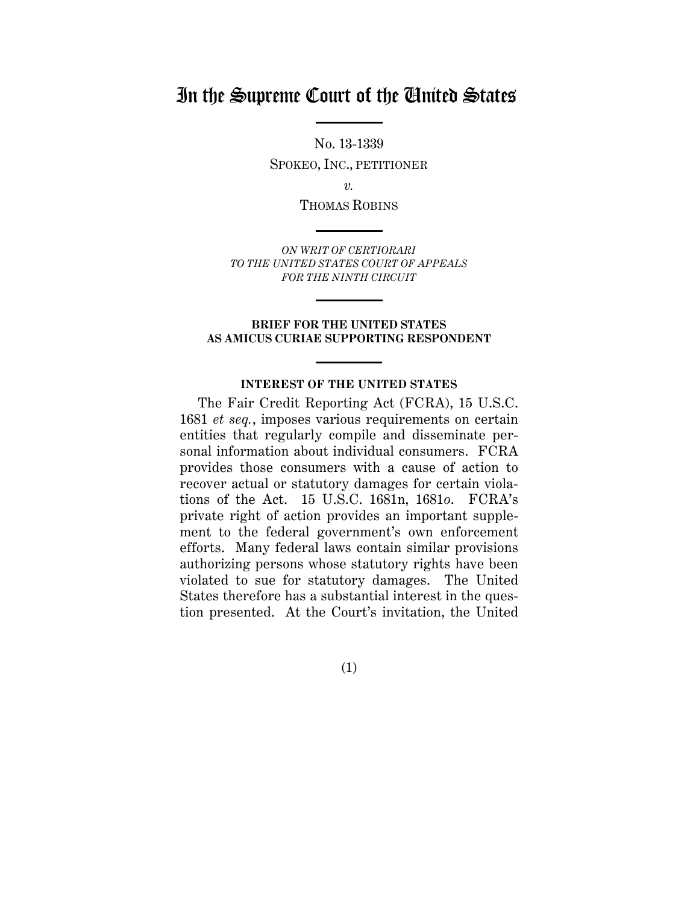# In the Supreme Court of the United States

No. 13-1339

SPOKEO, INC., PETITIONER

*v.*

THOMAS ROBINS

*ON WRIT OF CERTIORARI*
*TO THE UNITED STATES COURT OF APPEALS*
*FOR THE NINTH CIRCUIT*

**BRIEF FOR THE UNITED STATES**
**AS AMICUS CURIAE SUPPORTING RESPONDENT**

**INTEREST OF THE UNITED STATES**

The Fair Credit Reporting Act (FCRA), 15 U.S.C. 1681 *et seq.*, imposes various requirements on certain entities that regularly compile and disseminate personal information about individual consumers. FCRA provides those consumers with a cause of action to recover actual or statutory damages for certain violations of the Act. 15 U.S.C. 1681n, 1681*o*. FCRA's private right of action provides an important supplement to the federal government's own enforcement efforts. Many federal laws contain similar provisions authorizing persons whose statutory rights have been violated to sue for statutory damages. The United States therefore has a substantial interest in the question presented. At the Court's invitation, the United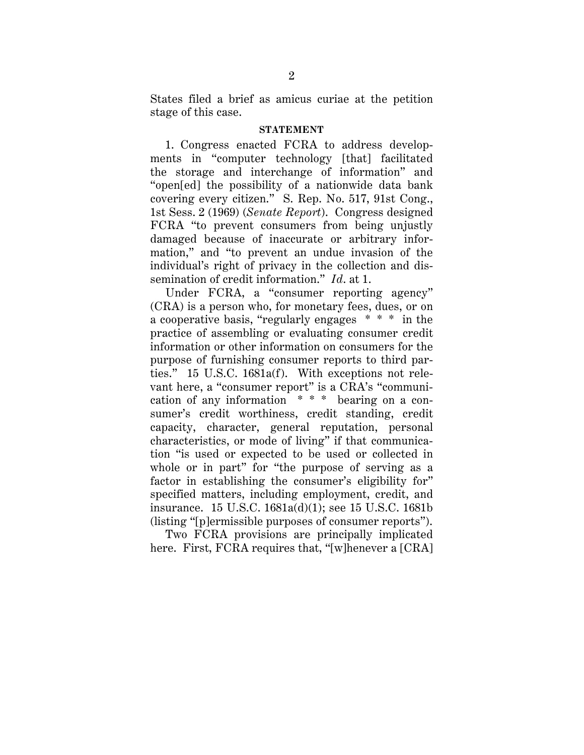States filed a brief as amicus curiae at the petition stage of this case.

**STATEMENT**

1. Congress enacted FCRA to address developments in "computer technology [that] facilitated the storage and interchange of information" and "open[ed] the possibility of a nationwide data bank covering every citizen." S. Rep. No. 517, 91st Cong., 1st Sess. 2 (1969) (*Senate Report*). Congress designed FCRA "to prevent consumers from being unjustly damaged because of inaccurate or arbitrary information," and "to prevent an undue invasion of the individual's right of privacy in the collection and dissemination of credit information." *Id*. at 1.

Under FCRA, a "consumer reporting agency" (CRA) is a person who, for monetary fees, dues, or on a cooperative basis, "regularly engages \* \* \* in the practice of assembling or evaluating consumer credit information or other information on consumers for the purpose of furnishing consumer reports to third parties." 15 U.S.C. 1681a(f). With exceptions not relevant here, a "consumer report" is a CRA's "communication of any information \* \* \* bearing on a consumer's credit worthiness, credit standing, credit capacity, character, general reputation, personal characteristics, or mode of living" if that communication "is used or expected to be used or collected in whole or in part" for "the purpose of serving as a factor in establishing the consumer's eligibility for" specified matters, including employment, credit, and insurance. 15 U.S.C. 1681a(d)(1); see 15 U.S.C. 1681b (listing "[p]ermissible purposes of consumer reports").

Two FCRA provisions are principally implicated here. First, FCRA requires that, "[w]henever a [CRA]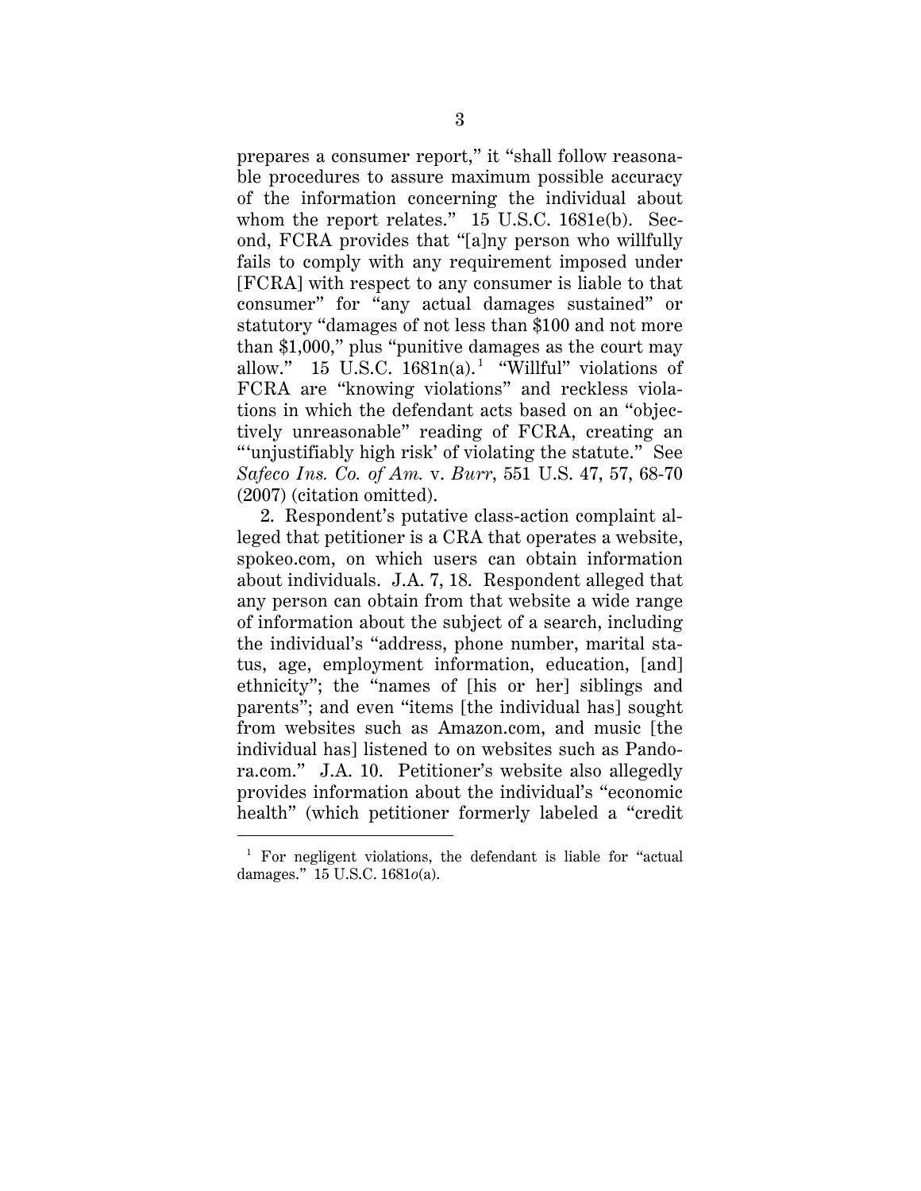prepares a consumer report," it "shall follow reasonable procedures to assure maximum possible accuracy of the information concerning the individual about whom the report relates." 15 U.S.C. 1681e(b). Second, FCRA provides that "[a]ny person who willfully fails to comply with any requirement imposed under [FCRA] with respect to any consumer is liable to that consumer" for "any actual damages sustained" or statutory "damages of not less than $100 and not more than $1,000," plus "punitive damages as the court may allow." 15 U.S.C. 1681n(a).[1] "Willful" violations of FCRA are "knowing violations" and reckless violations in which the defendant acts based on an "objectively unreasonable" reading of FCRA, creating an "'unjustifiably high risk' of violating the statute." See *Safeco Ins. Co. of Am.* v. *Burr*, 551 U.S. 47, 57, 68-70 (2007) (citation omitted).

2. Respondent's putative class-action complaint alleged that petitioner is a CRA that operates a website, spokeo.com, on which users can obtain information about individuals. J.A. 7, 18. Respondent alleged that any person can obtain from that website a wide range of information about the subject of a search, including the individual's "address, phone number, marital status, age, employment information, education, [and] ethnicity"; the "names of [his or her] siblings and parents"; and even "items [the individual has] sought from websites such as Amazon.com, and music [the individual has] listened to on websites such as Pandora.com." J.A. 10. Petitioner's website also allegedly provides information about the individual's "economic health" (which petitioner formerly labeled a "credit

[1] For negligent violations, the defendant is liable for "actual damages." 15 U.S.C. 1681*o*(a).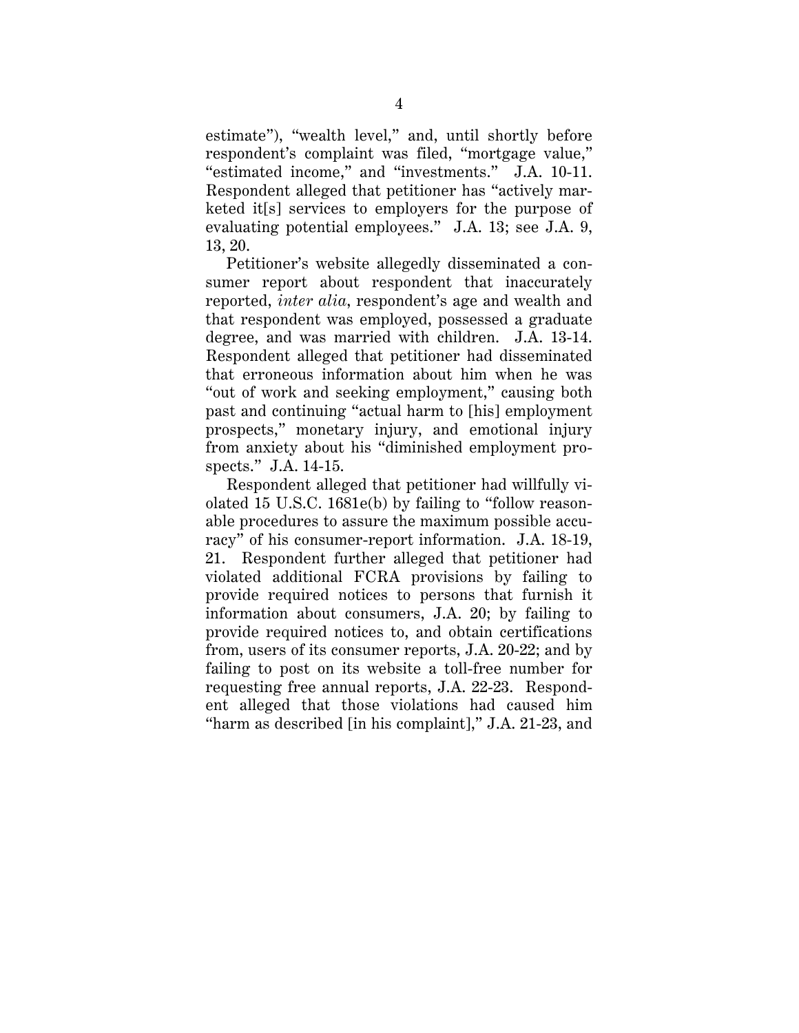estimate"), "wealth level," and, until shortly before respondent's complaint was filed, "mortgage value," "estimated income," and "investments." J.A. 10-11. Respondent alleged that petitioner has "actively marketed it[s] services to employers for the purpose of evaluating potential employees." J.A. 13; see J.A. 9, 13, 20.

Petitioner's website allegedly disseminated a consumer report about respondent that inaccurately reported, *inter alia*, respondent's age and wealth and that respondent was employed, possessed a graduate degree, and was married with children. J.A. 13-14. Respondent alleged that petitioner had disseminated that erroneous information about him when he was "out of work and seeking employment," causing both past and continuing "actual harm to [his] employment prospects," monetary injury, and emotional injury from anxiety about his "diminished employment prospects." J.A. 14-15.

Respondent alleged that petitioner had willfully violated 15 U.S.C. 1681e(b) by failing to "follow reasonable procedures to assure the maximum possible accuracy" of his consumer-report information. J.A. 18-19, 21. Respondent further alleged that petitioner had violated additional FCRA provisions by failing to provide required notices to persons that furnish it information about consumers, J.A. 20; by failing to provide required notices to, and obtain certifications from, users of its consumer reports, J.A. 20-22; and by failing to post on its website a toll-free number for requesting free annual reports, J.A. 22-23. Respondent alleged that those violations had caused him "harm as described [in his complaint]," J.A. 21-23, and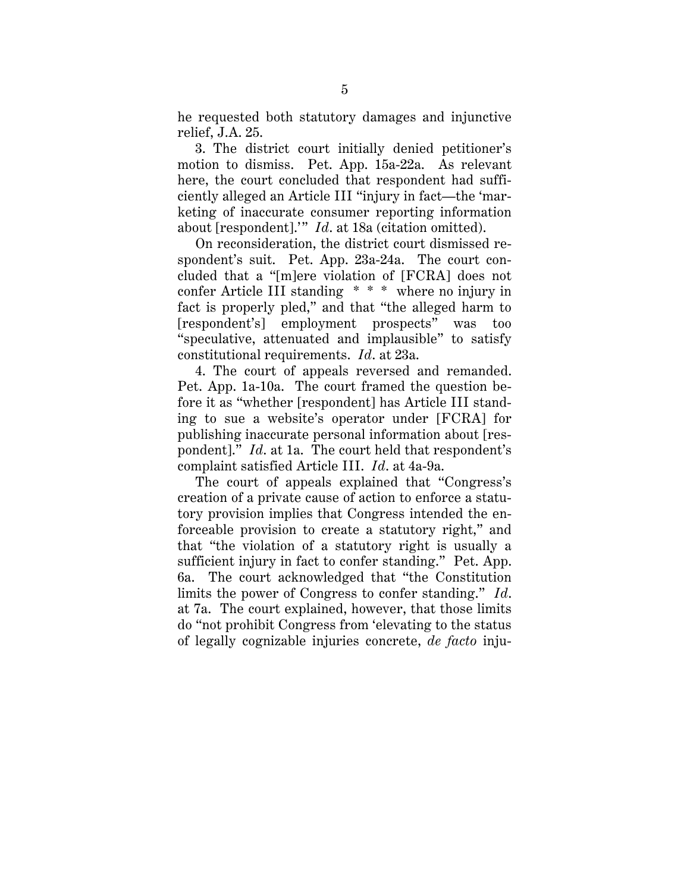he requested both statutory damages and injunctive relief, J.A. 25.

3. The district court initially denied petitioner's motion to dismiss. Pet. App. 15a-22a. As relevant here, the court concluded that respondent had sufficiently alleged an Article III "injury in fact—the 'marketing of inaccurate consumer reporting information about [respondent].'" *Id*. at 18a (citation omitted).

On reconsideration, the district court dismissed respondent's suit. Pet. App. 23a-24a. The court concluded that a "[m]ere violation of [FCRA] does not confer Article III standing * * * where no injury in fact is properly pled," and that "the alleged harm to [respondent's] employment prospects" was too "speculative, attenuated and implausible" to satisfy constitutional requirements. *Id*. at 23a.

4. The court of appeals reversed and remanded. Pet. App. 1a-10a. The court framed the question before it as "whether [respondent] has Article III standing to sue a website's operator under [FCRA] for publishing inaccurate personal information about [respondent]." *Id*. at 1a. The court held that respondent's complaint satisfied Article III. *Id*. at 4a-9a.

The court of appeals explained that "Congress's creation of a private cause of action to enforce a statutory provision implies that Congress intended the enforceable provision to create a statutory right," and that "the violation of a statutory right is usually a sufficient injury in fact to confer standing." Pet. App. 6a. The court acknowledged that "the Constitution limits the power of Congress to confer standing." *Id*. at 7a. The court explained, however, that those limits do "not prohibit Congress from 'elevating to the status of legally cognizable injuries concrete, *de facto* inju-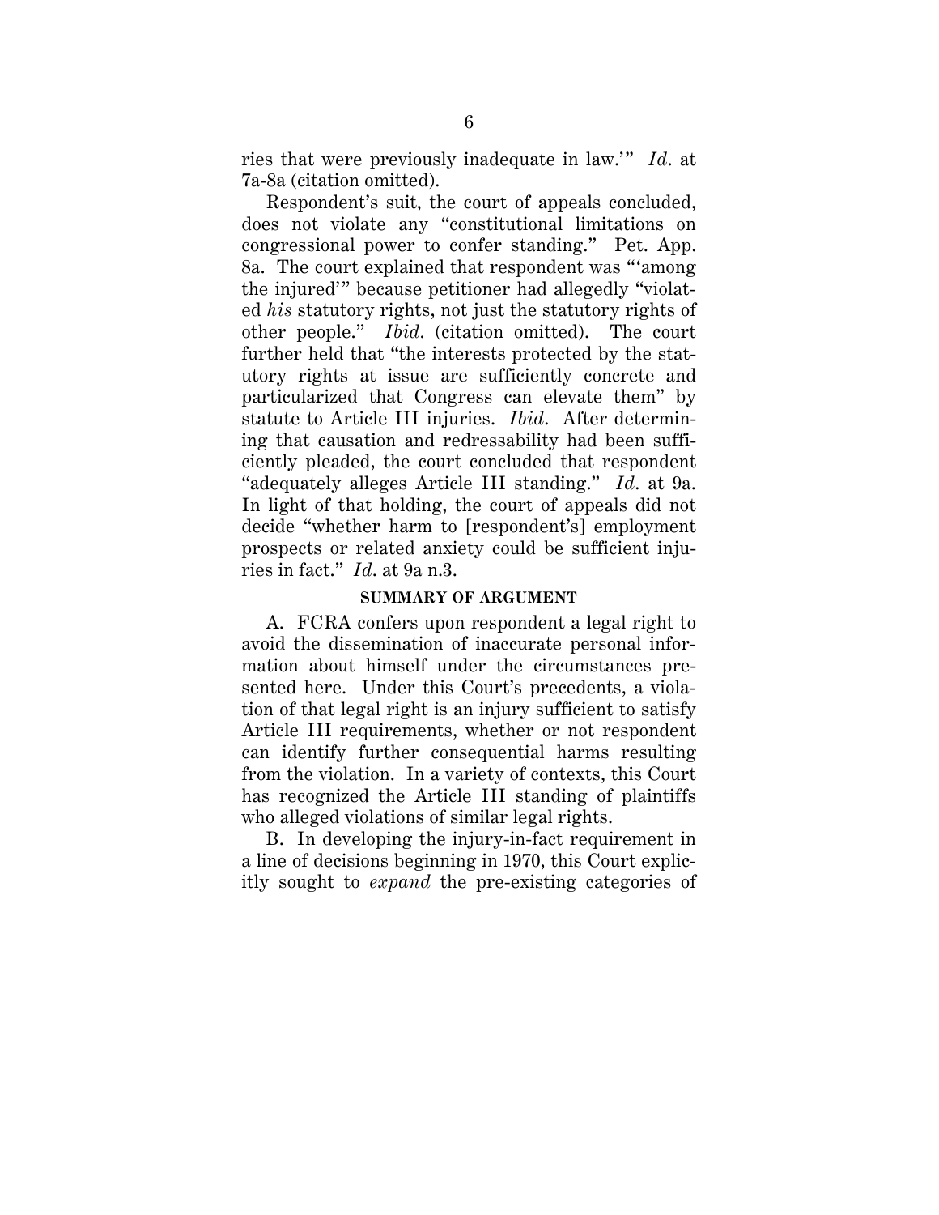ries that were previously inadequate in law.'" *Id.* at 7a-8a (citation omitted).

Respondent's suit, the court of appeals concluded, does not violate any "constitutional limitations on congressional power to confer standing." Pet. App. 8a. The court explained that respondent was "'among the injured'" because petitioner had allegedly "violated *his* statutory rights, not just the statutory rights of other people." *Ibid.* (citation omitted). The court further held that "the interests protected by the statutory rights at issue are sufficiently concrete and particularized that Congress can elevate them" by statute to Article III injuries. *Ibid.* After determining that causation and redressability had been sufficiently pleaded, the court concluded that respondent "adequately alleges Article III standing." *Id.* at 9a. In light of that holding, the court of appeals did not decide "whether harm to [respondent's] employment prospects or related anxiety could be sufficient injuries in fact." *Id.* at 9a n.3.

## SUMMARY OF ARGUMENT

A. FCRA confers upon respondent a legal right to avoid the dissemination of inaccurate personal information about himself under the circumstances presented here. Under this Court's precedents, a violation of that legal right is an injury sufficient to satisfy Article III requirements, whether or not respondent can identify further consequential harms resulting from the violation. In a variety of contexts, this Court has recognized the Article III standing of plaintiffs who alleged violations of similar legal rights.

B. In developing the injury-in-fact requirement in a line of decisions beginning in 1970, this Court explicitly sought to *expand* the pre-existing categories of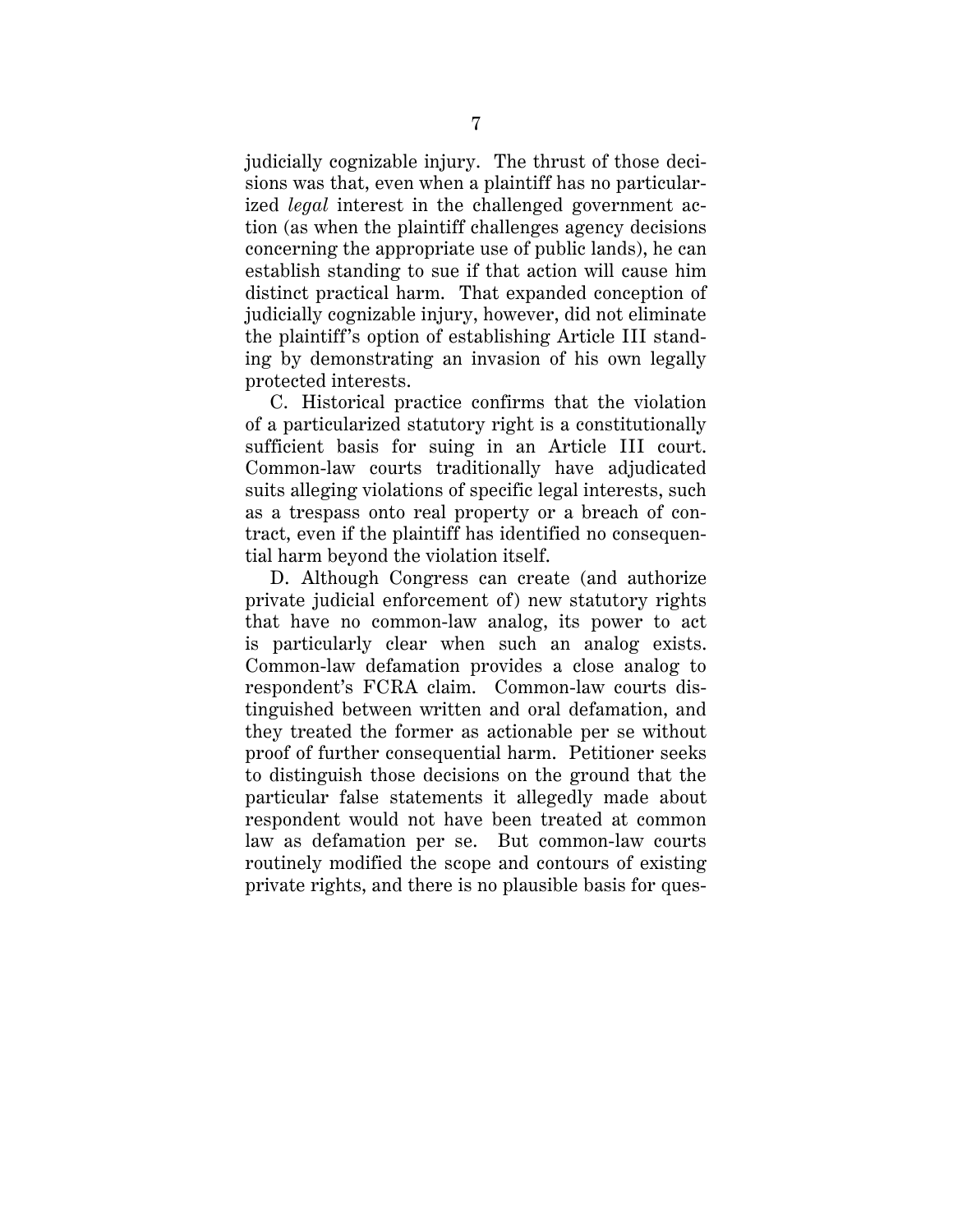judicially cognizable injury. The thrust of those decisions was that, even when a plaintiff has no particularized *legal* interest in the challenged government action (as when the plaintiff challenges agency decisions concerning the appropriate use of public lands), he can establish standing to sue if that action will cause him distinct practical harm. That expanded conception of judicially cognizable injury, however, did not eliminate the plaintiff's option of establishing Article III standing by demonstrating an invasion of his own legally protected interests.

C. Historical practice confirms that the violation of a particularized statutory right is a constitutionally sufficient basis for suing in an Article III court. Common-law courts traditionally have adjudicated suits alleging violations of specific legal interests, such as a trespass onto real property or a breach of contract, even if the plaintiff has identified no consequential harm beyond the violation itself.

D. Although Congress can create (and authorize private judicial enforcement of) new statutory rights that have no common-law analog, its power to act is particularly clear when such an analog exists. Common-law defamation provides a close analog to respondent's FCRA claim. Common-law courts distinguished between written and oral defamation, and they treated the former as actionable per se without proof of further consequential harm. Petitioner seeks to distinguish those decisions on the ground that the particular false statements it allegedly made about respondent would not have been treated at common law as defamation per se. But common-law courts routinely modified the scope and contours of existing private rights, and there is no plausible basis for ques-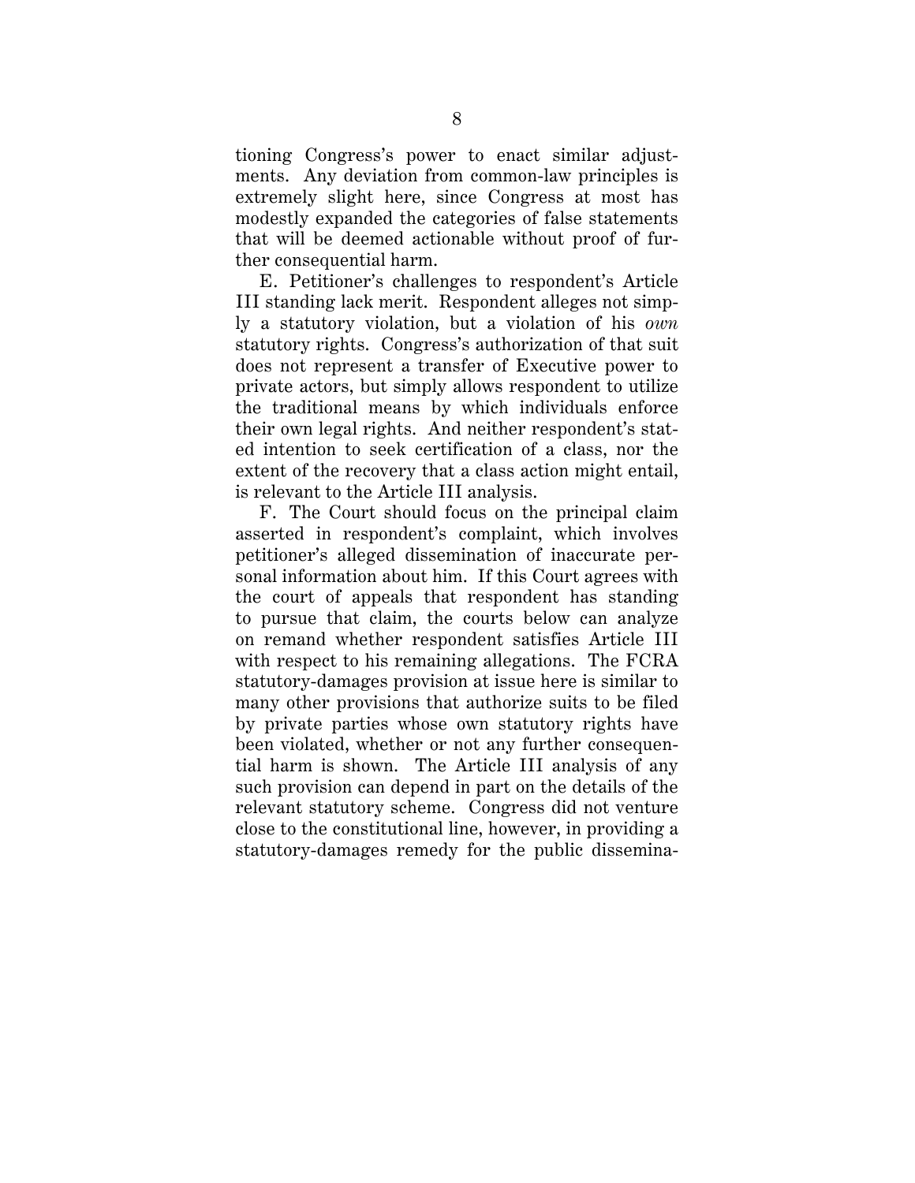tioning Congress's power to enact similar adjustments. Any deviation from common-law principles is extremely slight here, since Congress at most has modestly expanded the categories of false statements that will be deemed actionable without proof of further consequential harm.

E. Petitioner's challenges to respondent's Article III standing lack merit. Respondent alleges not simply a statutory violation, but a violation of his *own* statutory rights. Congress's authorization of that suit does not represent a transfer of Executive power to private actors, but simply allows respondent to utilize the traditional means by which individuals enforce their own legal rights. And neither respondent's stated intention to seek certification of a class, nor the extent of the recovery that a class action might entail, is relevant to the Article III analysis.

F. The Court should focus on the principal claim asserted in respondent's complaint, which involves petitioner's alleged dissemination of inaccurate personal information about him. If this Court agrees with the court of appeals that respondent has standing to pursue that claim, the courts below can analyze on remand whether respondent satisfies Article III with respect to his remaining allegations. The FCRA statutory-damages provision at issue here is similar to many other provisions that authorize suits to be filed by private parties whose own statutory rights have been violated, whether or not any further consequential harm is shown. The Article III analysis of any such provision can depend in part on the details of the relevant statutory scheme. Congress did not venture close to the constitutional line, however, in providing a statutory-damages remedy for the public dissemina-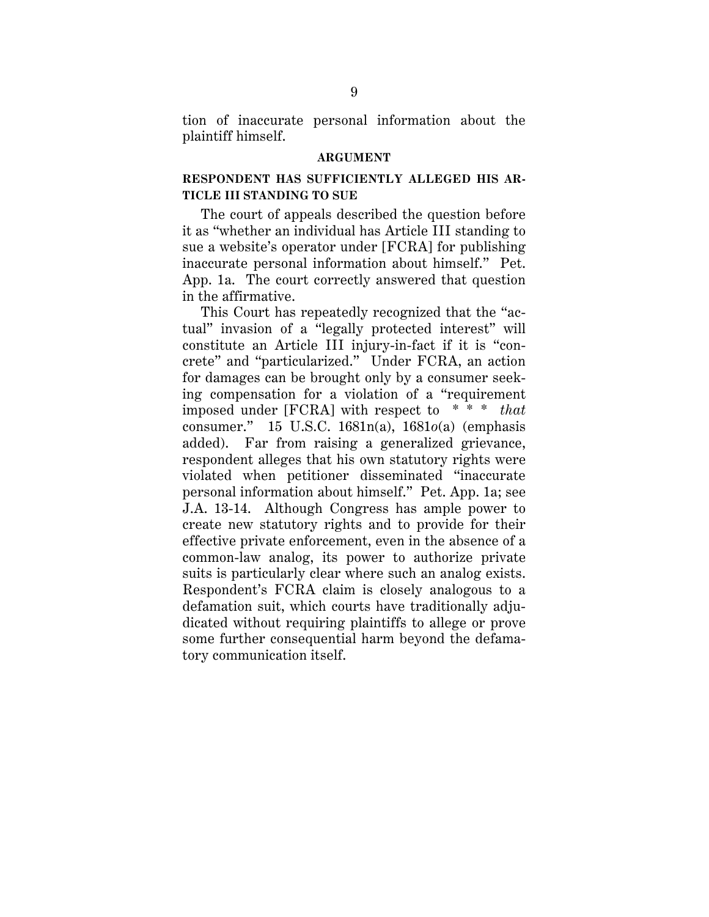tion of inaccurate personal information about the plaintiff himself.

## ARGUMENT

### RESPONDENT HAS SUFFICIENTLY ALLEGED HIS ARTICLE III STANDING TO SUE

The court of appeals described the question before it as "whether an individual has Article III standing to sue a website's operator under [FCRA] for publishing inaccurate personal information about himself." Pet. App. 1a. The court correctly answered that question in the affirmative.

This Court has repeatedly recognized that the "actual" invasion of a "legally protected interest" will constitute an Article III injury-in-fact if it is "concrete" and "particularized." Under FCRA, an action for damages can be brought only by a consumer seeking compensation for a violation of a "requirement imposed under [FCRA] with respect to * * * *that* consumer." 15 U.S.C. 1681n(a), 1681*o*(a) (emphasis added). Far from raising a generalized grievance, respondent alleges that his own statutory rights were violated when petitioner disseminated "inaccurate personal information about himself." Pet. App. 1a; see J.A. 13-14. Although Congress has ample power to create new statutory rights and to provide for their effective private enforcement, even in the absence of a common-law analog, its power to authorize private suits is particularly clear where such an analog exists. Respondent's FCRA claim is closely analogous to a defamation suit, which courts have traditionally adjudicated without requiring plaintiffs to allege or prove some further consequential harm beyond the defamatory communication itself.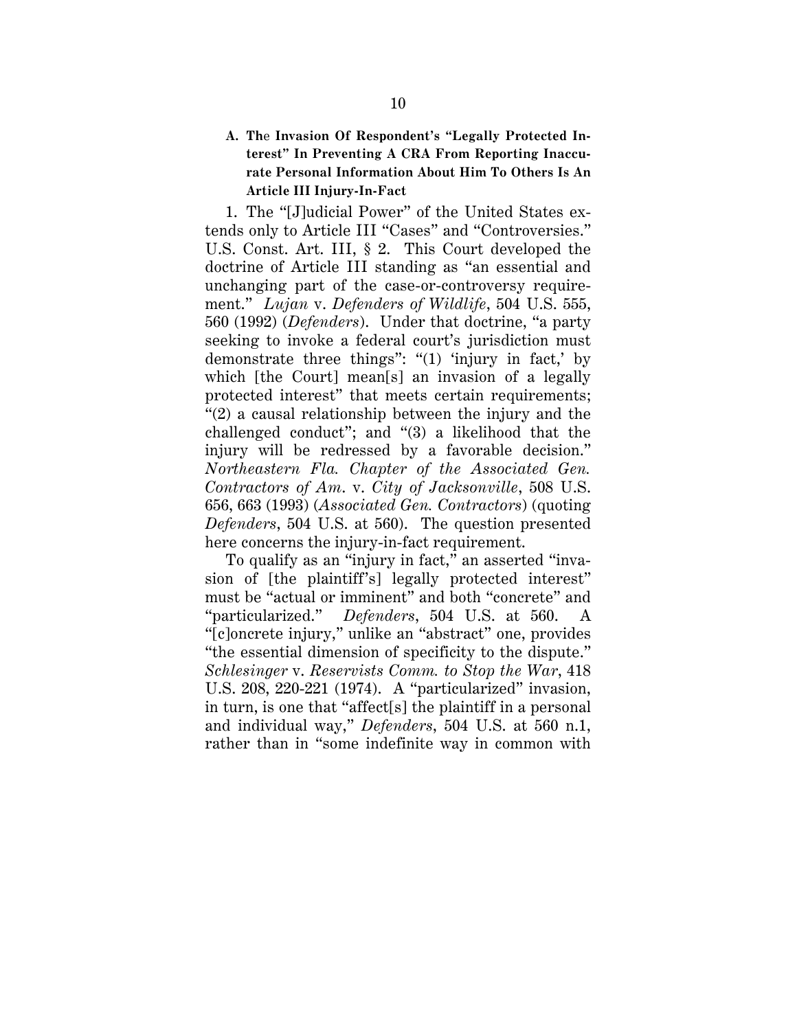### A. The Invasion Of Respondent's "Legally Protected Interest" In Preventing A CRA From Reporting Inaccurate Personal Information About Him To Others Is An Article III Injury-In-Fact

1. The "[J]udicial Power" of the United States extends only to Article III "Cases" and "Controversies." U.S. Const. Art. III, § 2. This Court developed the doctrine of Article III standing as "an essential and unchanging part of the case-or-controversy requirement." *Lujan* v. *Defenders of Wildlife*, 504 U.S. 555, 560 (1992) (*Defenders*). Under that doctrine, "a party seeking to invoke a federal court's jurisdiction must demonstrate three things": "(1) 'injury in fact,' by which [the Court] mean[s] an invasion of a legally protected interest" that meets certain requirements; "(2) a causal relationship between the injury and the challenged conduct"; and "(3) a likelihood that the injury will be redressed by a favorable decision." *Northeastern Fla. Chapter of the Associated Gen. Contractors of Am.* v. *City of Jacksonville*, 508 U.S. 656, 663 (1993) (*Associated Gen. Contractors*) (quoting *Defenders*, 504 U.S. at 560). The question presented here concerns the injury-in-fact requirement.

To qualify as an "injury in fact," an asserted "invasion of [the plaintiff's] legally protected interest" must be "actual or imminent" and both "concrete" and "particularized." *Defenders*, 504 U.S. at 560. A "[c]oncrete injury," unlike an "abstract" one, provides "the essential dimension of specificity to the dispute." *Schlesinger* v. *Reservists Comm. to Stop the War*, 418 U.S. 208, 220-221 (1974). A "particularized" invasion, in turn, is one that "affect[s] the plaintiff in a personal and individual way," *Defenders*, 504 U.S. at 560 n.1, rather than in "some indefinite way in common with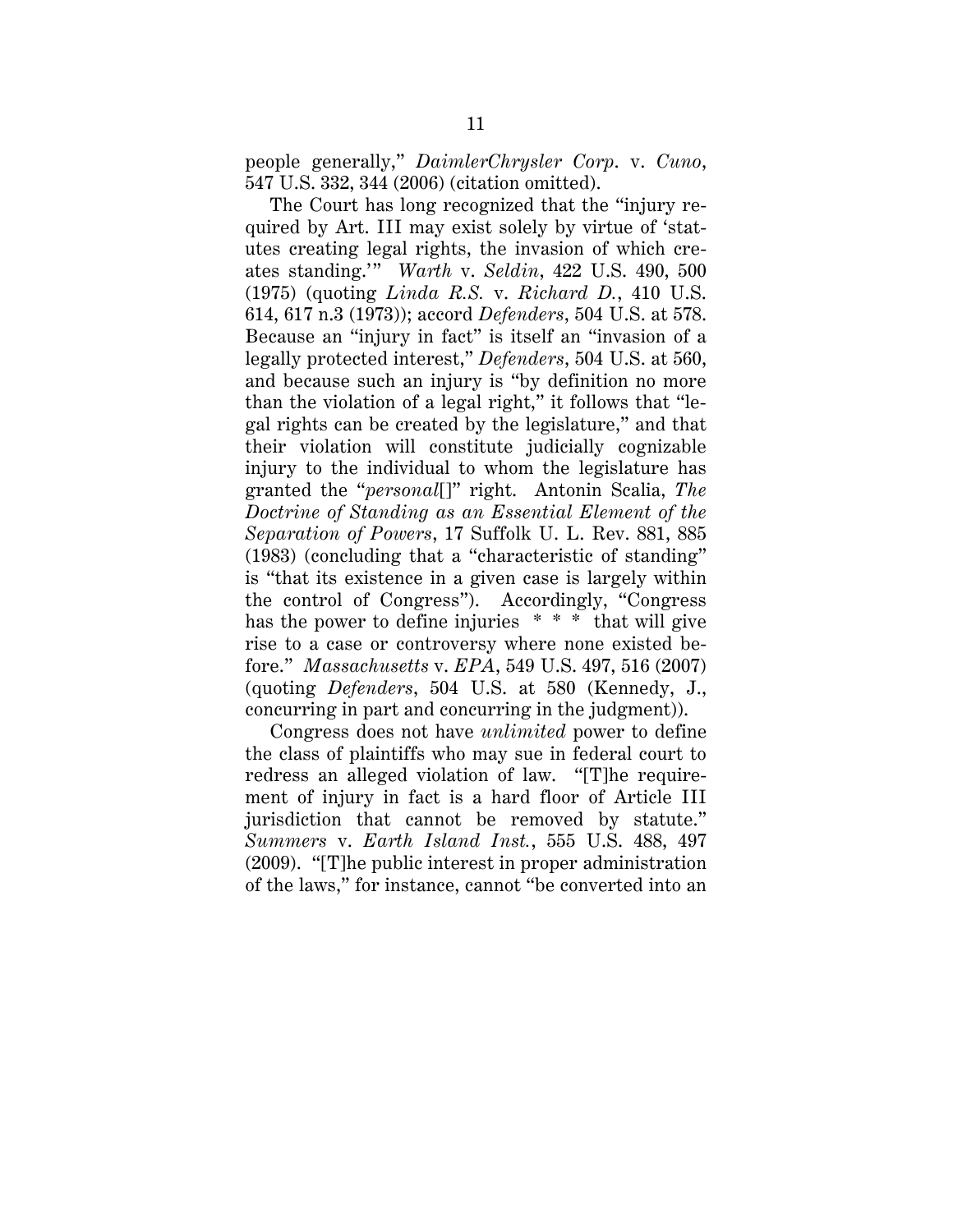people generally," *DaimlerChrysler Corp.* v. *Cuno*, 547 U.S. 332, 344 (2006) (citation omitted).

The Court has long recognized that the "injury required by Art. III may exist solely by virtue of 'statutes creating legal rights, the invasion of which creates standing.'" *Warth* v. *Seldin*, 422 U.S. 490, 500 (1975) (quoting *Linda R.S.* v. *Richard D.*, 410 U.S. 614, 617 n.3 (1973)); accord *Defenders*, 504 U.S. at 578. Because an "injury in fact" is itself an "invasion of a legally protected interest," *Defenders*, 504 U.S. at 560, and because such an injury is "by definition no more than the violation of a legal right," it follows that "legal rights can be created by the legislature," and that their violation will constitute judicially cognizable injury to the individual to whom the legislature has granted the "*personal*[]" right. Antonin Scalia, *The Doctrine of Standing as an Essential Element of the Separation of Powers*, 17 Suffolk U. L. Rev. 881, 885 (1983) (concluding that a "characteristic of standing" is "that its existence in a given case is largely within the control of Congress"). Accordingly, "Congress has the power to define injuries * * * that will give rise to a case or controversy where none existed before." *Massachusetts* v. *EPA*, 549 U.S. 497, 516 (2007) (quoting *Defenders*, 504 U.S. at 580 (Kennedy, J., concurring in part and concurring in the judgment)).

Congress does not have *unlimited* power to define the class of plaintiffs who may sue in federal court to redress an alleged violation of law. "[T]he requirement of injury in fact is a hard floor of Article III jurisdiction that cannot be removed by statute." *Summers* v. *Earth Island Inst.*, 555 U.S. 488, 497 (2009). "[T]he public interest in proper administration of the laws," for instance, cannot "be converted into an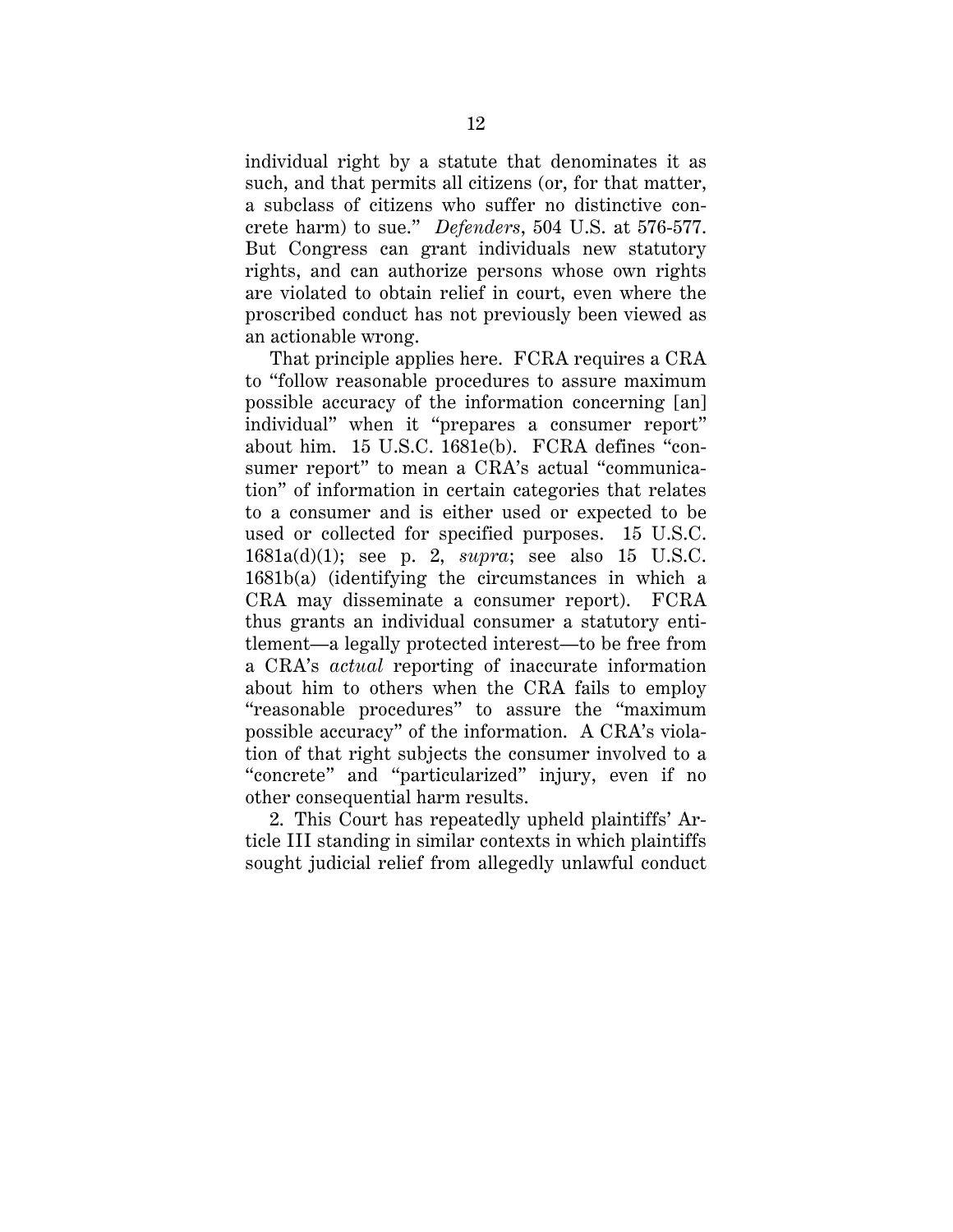individual right by a statute that denominates it as such, and that permits all citizens (or, for that matter, a subclass of citizens who suffer no distinctive concrete harm) to sue." *Defenders*, 504 U.S. at 576-577. But Congress can grant individuals new statutory rights, and can authorize persons whose own rights are violated to obtain relief in court, even where the proscribed conduct has not previously been viewed as an actionable wrong.

That principle applies here. FCRA requires a CRA to "follow reasonable procedures to assure maximum possible accuracy of the information concerning [an] individual" when it "prepares a consumer report" about him. 15 U.S.C. 1681e(b). FCRA defines "consumer report" to mean a CRA's actual "communication" of information in certain categories that relates to a consumer and is either used or expected to be used or collected for specified purposes. 15 U.S.C. 1681a(d)(1); see p. 2, *supra*; see also 15 U.S.C. 1681b(a) (identifying the circumstances in which a CRA may disseminate a consumer report). FCRA thus grants an individual consumer a statutory entitlement—a legally protected interest—to be free from a CRA's *actual* reporting of inaccurate information about him to others when the CRA fails to employ "reasonable procedures" to assure the "maximum possible accuracy" of the information. A CRA's violation of that right subjects the consumer involved to a "concrete" and "particularized" injury, even if no other consequential harm results.

2. This Court has repeatedly upheld plaintiffs' Article III standing in similar contexts in which plaintiffs sought judicial relief from allegedly unlawful conduct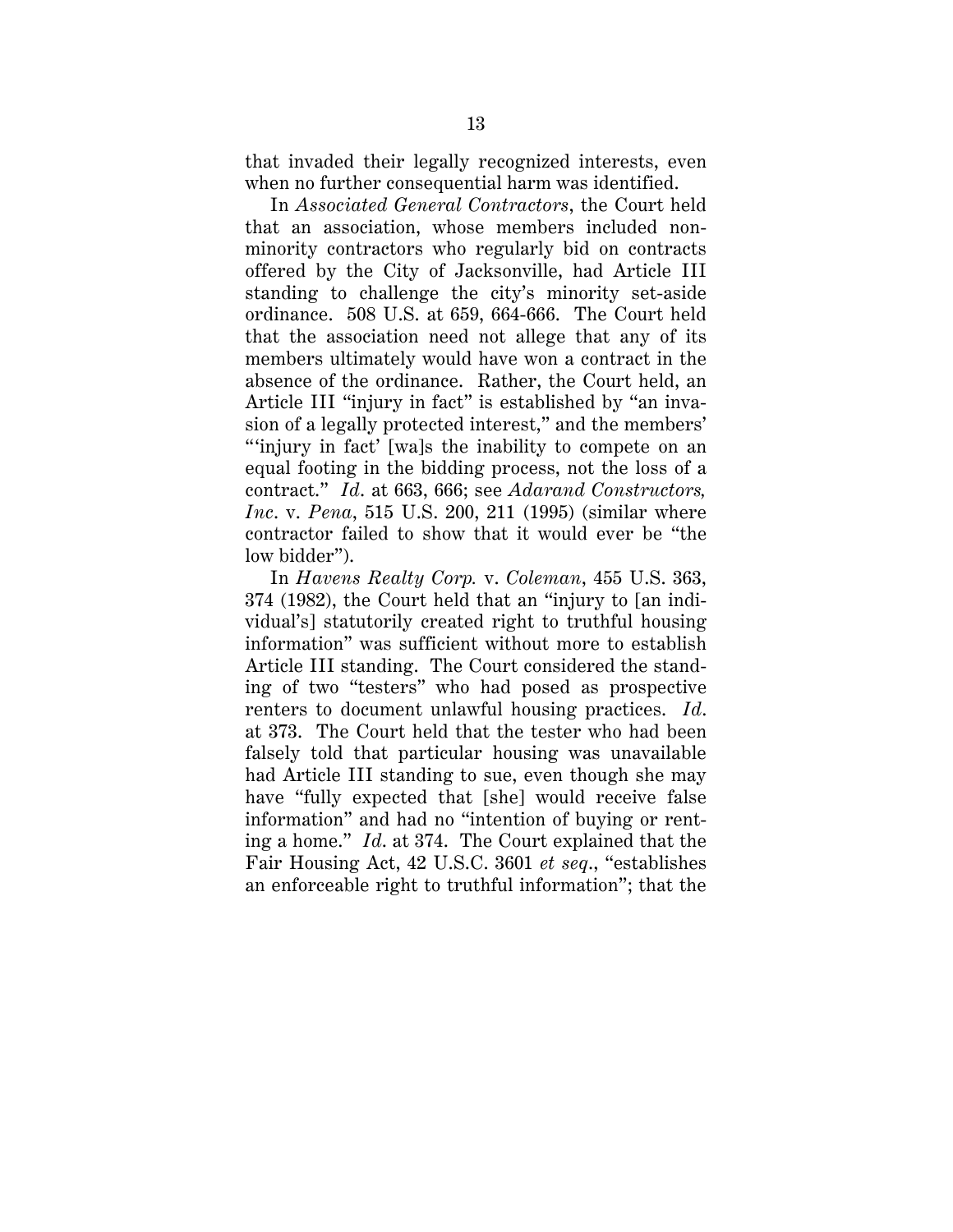that invaded their legally recognized interests, even when no further consequential harm was identified.

In *Associated General Contractors*, the Court held that an association, whose members included non-minority contractors who regularly bid on contracts offered by the City of Jacksonville, had Article III standing to challenge the city's minority set-aside ordinance. 508 U.S. at 659, 664-666. The Court held that the association need not allege that any of its members ultimately would have won a contract in the absence of the ordinance. Rather, the Court held, an Article III "injury in fact" is established by "an invasion of a legally protected interest," and the members' "'injury in fact' [wa]s the inability to compete on an equal footing in the bidding process, not the loss of a contract." *Id.* at 663, 666; see *Adarand Constructors, Inc.* v. *Pena*, 515 U.S. 200, 211 (1995) (similar where contractor failed to show that it would ever be "the low bidder").

In *Havens Realty Corp.* v. *Coleman*, 455 U.S. 363, 374 (1982), the Court held that an "injury to [an individual's] statutorily created right to truthful housing information" was sufficient without more to establish Article III standing. The Court considered the standing of two "testers" who had posed as prospective renters to document unlawful housing practices. *Id.* at 373. The Court held that the tester who had been falsely told that particular housing was unavailable had Article III standing to sue, even though she may have "fully expected that [she] would receive false information" and had no "intention of buying or renting a home." *Id.* at 374. The Court explained that the Fair Housing Act, 42 U.S.C. 3601 *et seq.*, "establishes an enforceable right to truthful information"; that the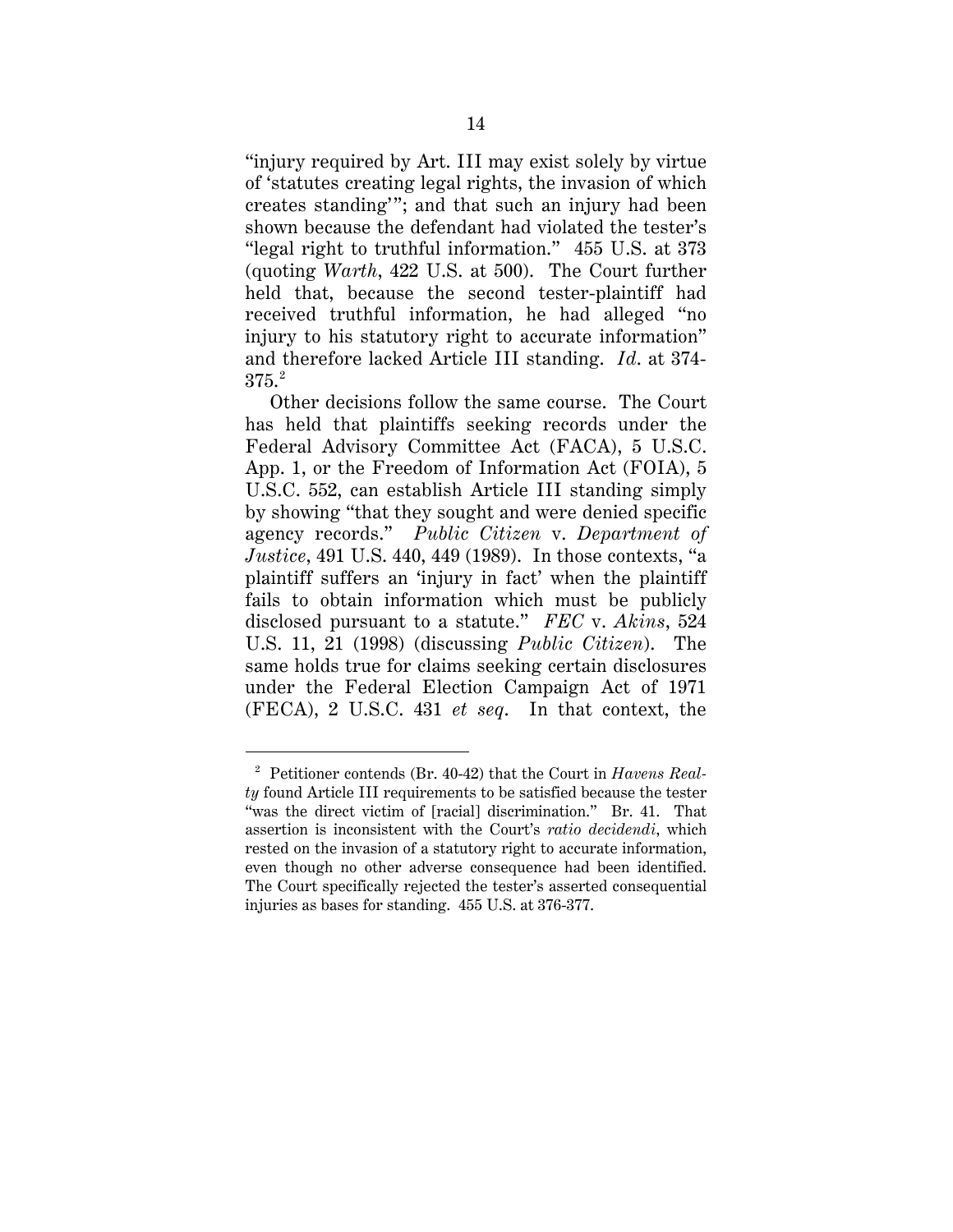"injury required by Art. III may exist solely by virtue of 'statutes creating legal rights, the invasion of which creates standing'"; and that such an injury had been shown because the defendant had violated the tester's "legal right to truthful information." 455 U.S. at 373 (quoting *Warth*, 422 U.S. at 500). The Court further held that, because the second tester-plaintiff had received truthful information, he had alleged "no injury to his statutory right to accurate information" and therefore lacked Article III standing. *Id*. at 374-375.[2]

Other decisions follow the same course. The Court has held that plaintiffs seeking records under the Federal Advisory Committee Act (FACA), 5 U.S.C. App. 1, or the Freedom of Information Act (FOIA), 5 U.S.C. 552, can establish Article III standing simply by showing "that they sought and were denied specific agency records." *Public Citizen* v. *Department of Justice*, 491 U.S. 440, 449 (1989). In those contexts, "a plaintiff suffers an 'injury in fact' when the plaintiff fails to obtain information which must be publicly disclosed pursuant to a statute." *FEC* v. *Akins*, 524 U.S. 11, 21 (1998) (discussing *Public Citizen*). The same holds true for claims seeking certain disclosures under the Federal Election Campaign Act of 1971 (FECA), 2 U.S.C. 431 *et seq*. In that context, the

---

[2] Petitioner contends (Br. 40-42) that the Court in *Havens Realty* found Article III requirements to be satisfied because the tester "was the direct victim of [racial] discrimination." Br. 41. That assertion is inconsistent with the Court's *ratio decidendi*, which rested on the invasion of a statutory right to accurate information, even though no other adverse consequence had been identified. The Court specifically rejected the tester's asserted consequential injuries as bases for standing. 455 U.S. at 376-377.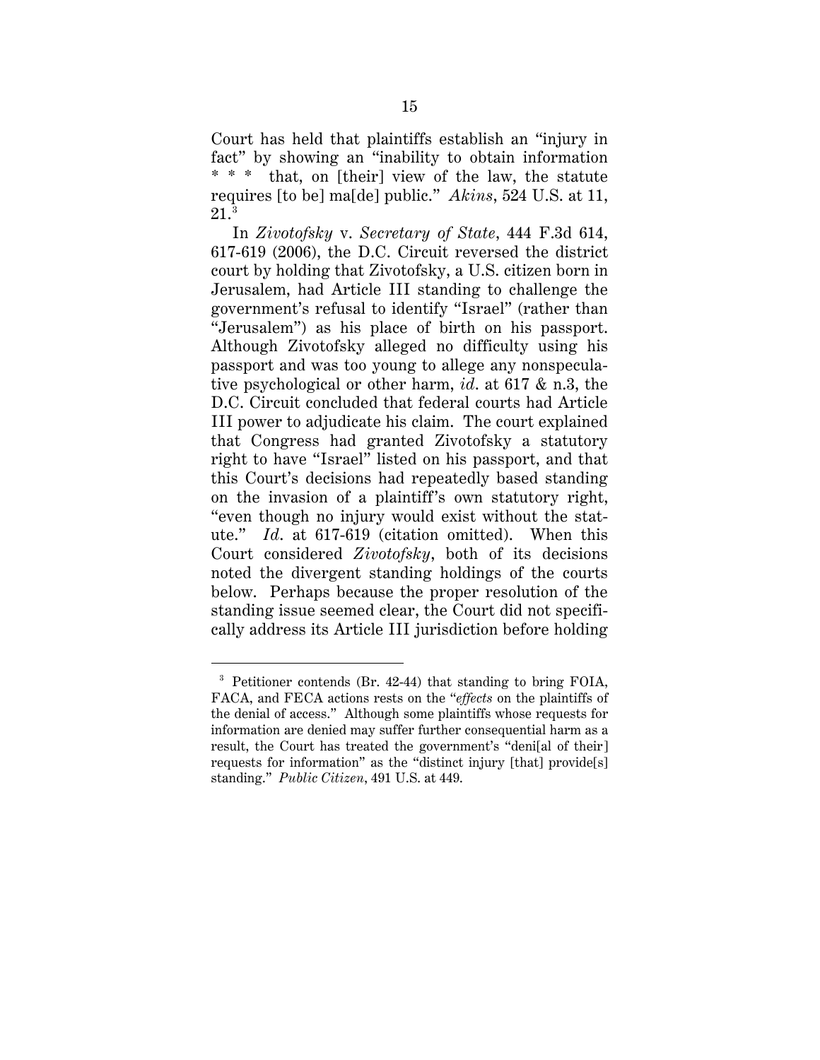Court has held that plaintiffs establish an "injury in fact" by showing an "inability to obtain information * * * that, on [their] view of the law, the statute requires [to be] ma[de] public." *Akins*, 524 U.S. at 11, 21.[3]

In *Zivotofsky* v. *Secretary of State*, 444 F.3d 614, 617-619 (2006), the D.C. Circuit reversed the district court by holding that Zivotofsky, a U.S. citizen born in Jerusalem, had Article III standing to challenge the government's refusal to identify "Israel" (rather than "Jerusalem") as his place of birth on his passport. Although Zivotofsky alleged no difficulty using his passport and was too young to allege any nonspeculative psychological or other harm, *id*. at 617 & n.3, the D.C. Circuit concluded that federal courts had Article III power to adjudicate his claim. The court explained that Congress had granted Zivotofsky a statutory right to have "Israel" listed on his passport, and that this Court's decisions had repeatedly based standing on the invasion of a plaintiff's own statutory right, "even though no injury would exist without the statute." *Id*. at 617-619 (citation omitted). When this Court considered *Zivotofsky*, both of its decisions noted the divergent standing holdings of the courts below. Perhaps because the proper resolution of the standing issue seemed clear, the Court did not specifically address its Article III jurisdiction before holding

---

[3] Petitioner contends (Br. 42-44) that standing to bring FOIA, FACA, and FECA actions rests on the "*effects* on the plaintiffs of the denial of access." Although some plaintiffs whose requests for information are denied may suffer further consequential harm as a result, the Court has treated the government's "deni[al of their] requests for information" as the "distinct injury [that] provide[s] standing." *Public Citizen*, 491 U.S. at 449.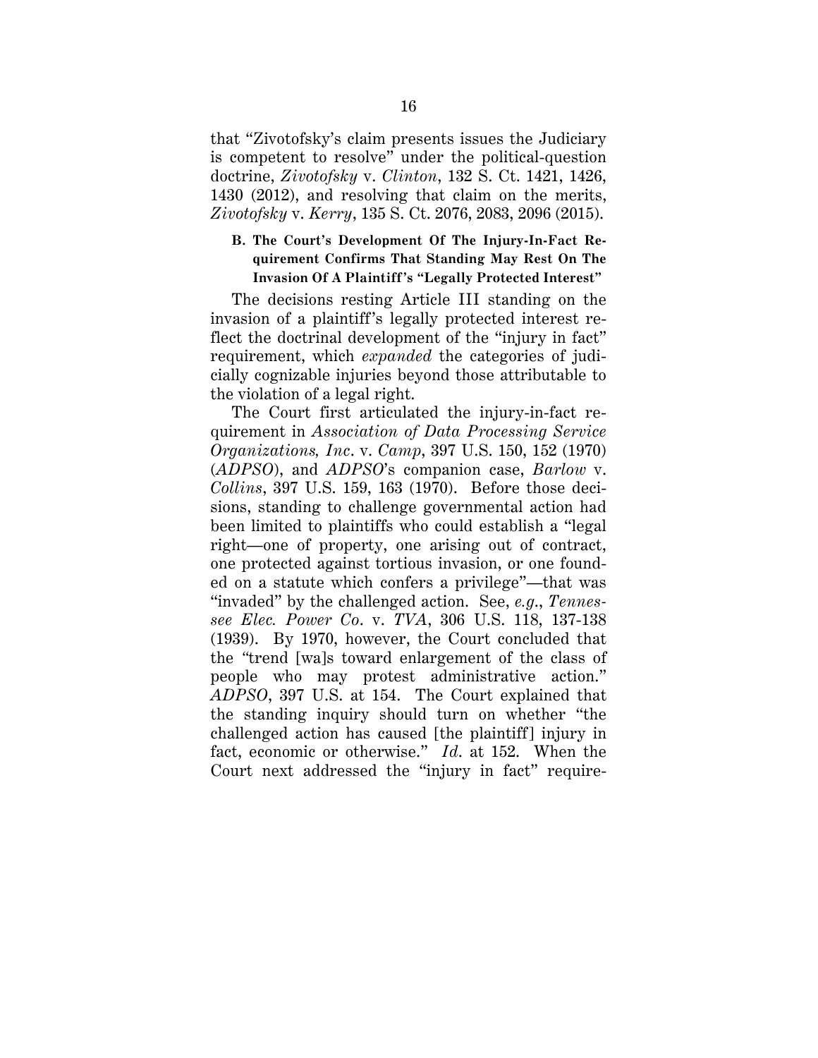that "Zivotofsky's claim presents issues the Judiciary is competent to resolve" under the political-question doctrine, *Zivotofsky* v. *Clinton*, 132 S. Ct. 1421, 1426, 1430 (2012), and resolving that claim on the merits, *Zivotofsky* v. *Kerry*, 135 S. Ct. 2076, 2083, 2096 (2015).

### B. The Court's Development Of The Injury-In-Fact Requirement Confirms That Standing May Rest On The Invasion Of A Plaintiff's "Legally Protected Interest"

The decisions resting Article III standing on the invasion of a plaintiff's legally protected interest reflect the doctrinal development of the "injury in fact" requirement, which *expanded* the categories of judicially cognizable injuries beyond those attributable to the violation of a legal right.

The Court first articulated the injury-in-fact requirement in *Association of Data Processing Service Organizations, Inc*. v. *Camp*, 397 U.S. 150, 152 (1970) (*ADPSO*), and *ADPSO*'s companion case, *Barlow* v. *Collins*, 397 U.S. 159, 163 (1970). Before those decisions, standing to challenge governmental action had been limited to plaintiffs who could establish a "legal right—one of property, one arising out of contract, one protected against tortious invasion, or one founded on a statute which confers a privilege"—that was "invaded" by the challenged action. See, *e.g.*, *Tennessee Elec. Power Co*. v. *TVA*, 306 U.S. 118, 137-138 (1939). By 1970, however, the Court concluded that the "trend [wa]s toward enlargement of the class of people who may protest administrative action." *ADPSO*, 397 U.S. at 154. The Court explained that the standing inquiry should turn on whether "the challenged action has caused [the plaintiff] injury in fact, economic or otherwise." *Id*. at 152. When the Court next addressed the "injury in fact" require-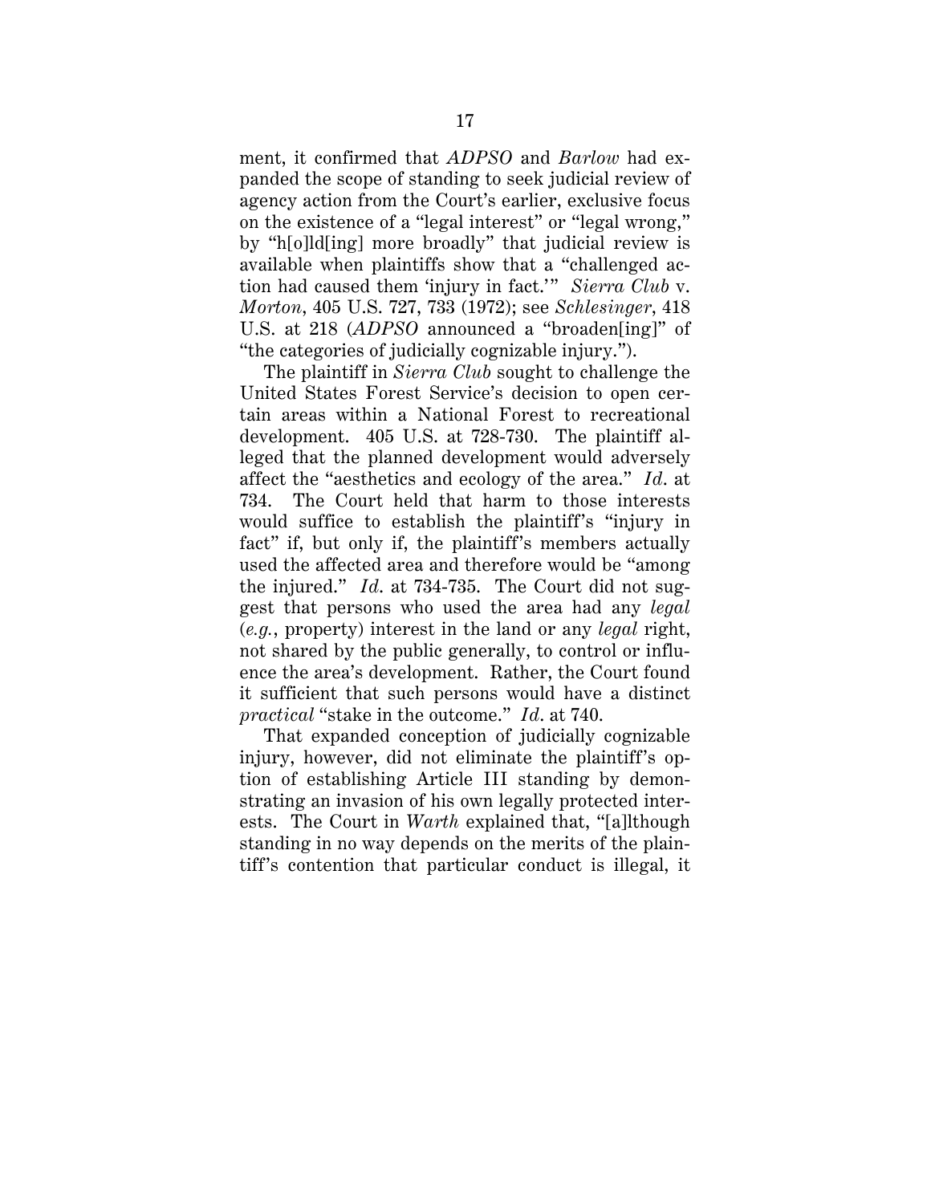ment, it confirmed that *ADPSO* and *Barlow* had expanded the scope of standing to seek judicial review of agency action from the Court's earlier, exclusive focus on the existence of a "legal interest" or "legal wrong," by "h[o]ld[ing] more broadly" that judicial review is available when plaintiffs show that a "challenged action had caused them 'injury in fact.'" *Sierra Club* v. *Morton*, 405 U.S. 727, 733 (1972); see *Schlesinger*, 418 U.S. at 218 (*ADPSO* announced a "broaden[ing]" of "the categories of judicially cognizable injury.").

The plaintiff in *Sierra Club* sought to challenge the United States Forest Service's decision to open certain areas within a National Forest to recreational development. 405 U.S. at 728-730. The plaintiff alleged that the planned development would adversely affect the "aesthetics and ecology of the area." *Id*. at 734. The Court held that harm to those interests would suffice to establish the plaintiff's "injury in fact" if, but only if, the plaintiff's members actually used the affected area and therefore would be "among the injured." *Id*. at 734-735. The Court did not suggest that persons who used the area had any *legal* (*e.g.*, property) interest in the land or any *legal* right, not shared by the public generally, to control or influence the area's development. Rather, the Court found it sufficient that such persons would have a distinct *practical* "stake in the outcome." *Id*. at 740.

That expanded conception of judicially cognizable injury, however, did not eliminate the plaintiff's option of establishing Article III standing by demonstrating an invasion of his own legally protected interests. The Court in *Warth* explained that, "[a]lthough standing in no way depends on the merits of the plaintiff's contention that particular conduct is illegal, it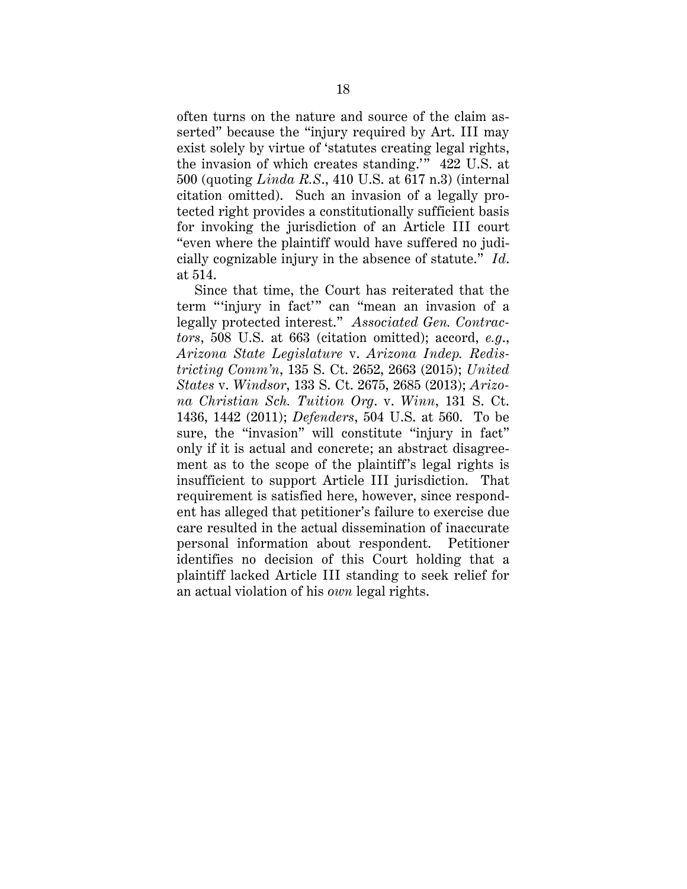often turns on the nature and source of the claim asserted" because the "injury required by Art. III may exist solely by virtue of 'statutes creating legal rights, the invasion of which creates standing.'" 422 U.S. at 500 (quoting *Linda R.S.*, 410 U.S. at 617 n.3) (internal citation omitted). Such an invasion of a legally protected right provides a constitutionally sufficient basis for invoking the jurisdiction of an Article III court "even where the plaintiff would have suffered no judicially cognizable injury in the absence of statute." *Id.* at 514.

Since that time, the Court has reiterated that the term "'injury in fact'" can "mean an invasion of a legally protected interest." *Associated Gen. Contractors*, 508 U.S. at 663 (citation omitted); accord, *e.g.*, *Arizona State Legislature* v. *Arizona Indep. Redistricting Comm'n*, 135 S. Ct. 2652, 2663 (2015); *United States* v. *Windsor*, 133 S. Ct. 2675, 2685 (2013); *Arizona Christian Sch. Tuition Org.* v. *Winn*, 131 S. Ct. 1436, 1442 (2011); *Defenders*, 504 U.S. at 560. To be sure, the "invasion" will constitute "injury in fact" only if it is actual and concrete; an abstract disagreement as to the scope of the plaintiff's legal rights is insufficient to support Article III jurisdiction. That requirement is satisfied here, however, since respondent has alleged that petitioner's failure to exercise due care resulted in the actual dissemination of inaccurate personal information about respondent. Petitioner identifies no decision of this Court holding that a plaintiff lacked Article III standing to seek relief for an actual violation of his *own* legal rights.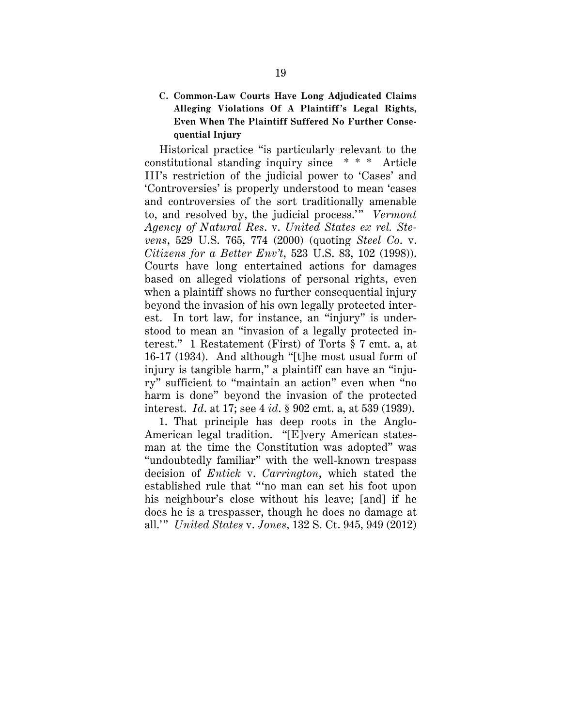### C. Common-Law Courts Have Long Adjudicated Claims Alleging Violations Of A Plaintiff's Legal Rights, Even When The Plaintiff Suffered No Further Consequential Injury

Historical practice "is particularly relevant to the constitutional standing inquiry since * * * Article III's restriction of the judicial power to 'Cases' and 'Controversies' is properly understood to mean 'cases and controversies of the sort traditionally amenable to, and resolved by, the judicial process.'" *Vermont Agency of Natural Res.* v. *United States ex rel. Stevens*, 529 U.S. 765, 774 (2000) (quoting *Steel Co.* v. *Citizens for a Better Env't*, 523 U.S. 83, 102 (1998)). Courts have long entertained actions for damages based on alleged violations of personal rights, even when a plaintiff shows no further consequential injury beyond the invasion of his own legally protected interest. In tort law, for instance, an "injury" is understood to mean an "invasion of a legally protected interest." 1 Restatement (First) of Torts § 7 cmt. a, at 16-17 (1934). And although "[t]he most usual form of injury is tangible harm," a plaintiff can have an "injury" sufficient to "maintain an action" even when "no harm is done" beyond the invasion of the protected interest. *Id*. at 17; see 4 *id*. § 902 cmt. a, at 539 (1939).

1. That principle has deep roots in the Anglo-American legal tradition. "[E]very American statesman at the time the Constitution was adopted" was "undoubtedly familiar" with the well-known trespass decision of *Entick* v. *Carrington*, which stated the established rule that "'no man can set his foot upon his neighbour's close without his leave; [and] if he does he is a trespasser, though he does no damage at all.'" *United States* v. *Jones*, 132 S. Ct. 945, 949 (2012)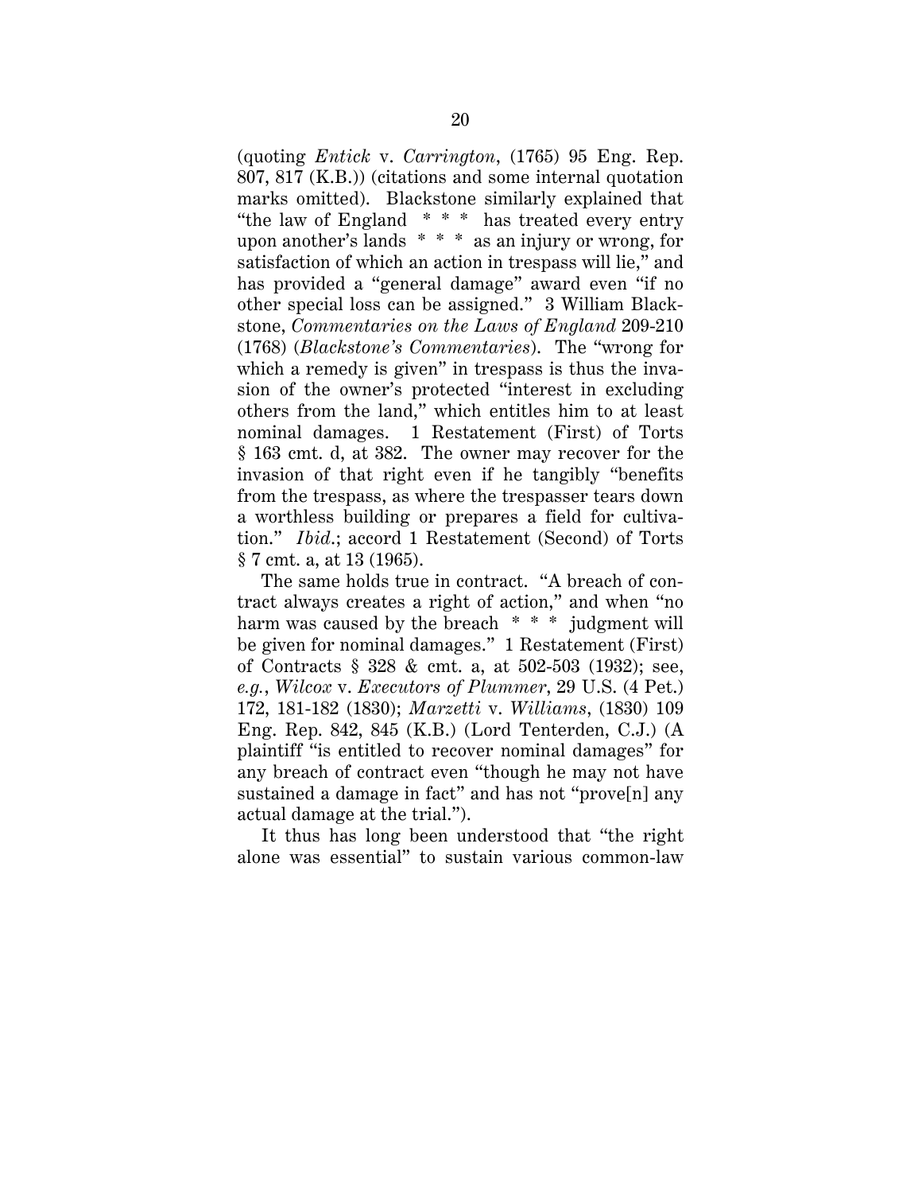(quoting *Entick* v. *Carrington*, (1765) 95 Eng. Rep. 807, 817 (K.B.)) (citations and some internal quotation marks omitted). Blackstone similarly explained that "the law of England * * * has treated every entry upon another's lands * * * as an injury or wrong, for satisfaction of which an action in trespass will lie," and has provided a "general damage" award even "if no other special loss can be assigned." 3 William Blackstone, *Commentaries on the Laws of England* 209-210 (1768) (*Blackstone's Commentaries*). The "wrong for which a remedy is given" in trespass is thus the invasion of the owner's protected "interest in excluding others from the land," which entitles him to at least nominal damages. 1 Restatement (First) of Torts § 163 cmt. d, at 382. The owner may recover for the invasion of that right even if he tangibly "benefits from the trespass, as where the trespasser tears down a worthless building or prepares a field for cultivation." *Ibid.*; accord 1 Restatement (Second) of Torts § 7 cmt. a, at 13 (1965).

The same holds true in contract. "A breach of contract always creates a right of action," and when "no harm was caused by the breach * * * judgment will be given for nominal damages." 1 Restatement (First) of Contracts § 328 & cmt. a, at 502-503 (1932); see, *e.g.*, *Wilcox* v. *Executors of Plummer*, 29 U.S. (4 Pet.) 172, 181-182 (1830); *Marzetti* v. *Williams*, (1830) 109 Eng. Rep. 842, 845 (K.B.) (Lord Tenterden, C.J.) (A plaintiff "is entitled to recover nominal damages" for any breach of contract even "though he may not have sustained a damage in fact" and has not "prove[n] any actual damage at the trial.").

It thus has long been understood that "the right alone was essential" to sustain various common-law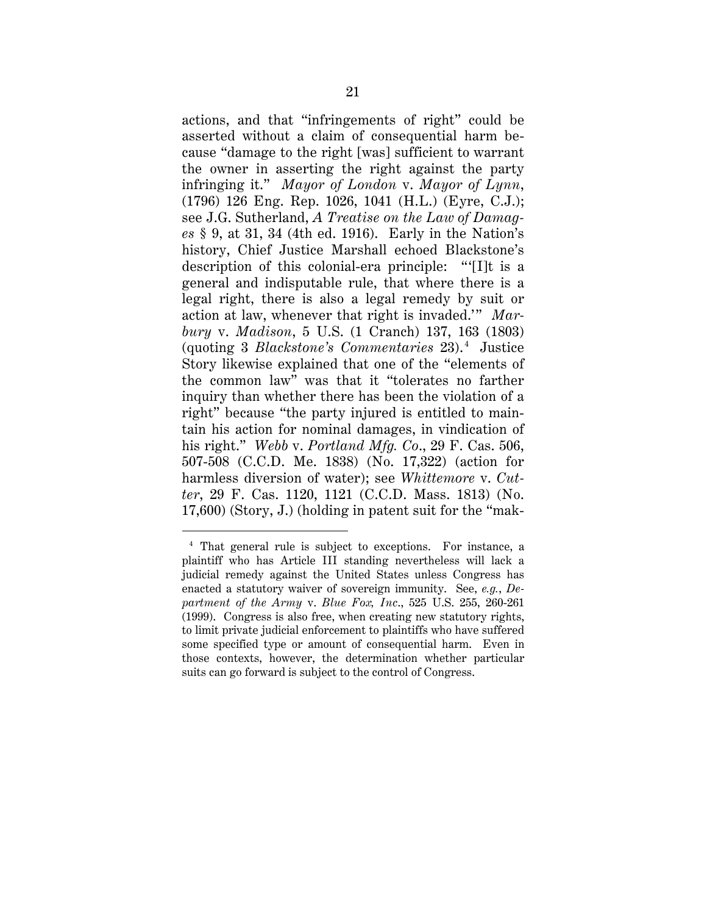actions, and that "infringements of right" could be asserted without a claim of consequential harm because "damage to the right [was] sufficient to warrant the owner in asserting the right against the party infringing it." *Mayor of London* v. *Mayor of Lynn*, (1796) 126 Eng. Rep. 1026, 1041 (H.L.) (Eyre, C.J.); see J.G. Sutherland, *A Treatise on the Law of Damages* § 9, at 31, 34 (4th ed. 1916). Early in the Nation's history, Chief Justice Marshall echoed Blackstone's description of this colonial-era principle: "'[I]t is a general and indisputable rule, that where there is a legal right, there is also a legal remedy by suit or action at law, whenever that right is invaded.'" *Marbury* v. *Madison*, 5 U.S. (1 Cranch) 137, 163 (1803) (quoting 3 *Blackstone's Commentaries* 23).[4] Justice Story likewise explained that one of the "elements of the common law" was that it "tolerates no farther inquiry than whether there has been the violation of a right" because "the party injured is entitled to maintain his action for nominal damages, in vindication of his right." *Webb* v. *Portland Mfg. Co*., 29 F. Cas. 506, 507-508 (C.C.D. Me. 1838) (No. 17,322) (action for harmless diversion of water); see *Whittemore* v. *Cutter*, 29 F. Cas. 1120, 1121 (C.C.D. Mass. 1813) (No. 17,600) (Story, J.) (holding in patent suit for the "mak-

---

[4] That general rule is subject to exceptions. For instance, a plaintiff who has Article III standing nevertheless will lack a judicial remedy against the United States unless Congress has enacted a statutory waiver of sovereign immunity. See, *e.g.*, *Department of the Army* v. *Blue Fox, Inc*., 525 U.S. 255, 260-261 (1999). Congress is also free, when creating new statutory rights, to limit private judicial enforcement to plaintiffs who have suffered some specified type or amount of consequential harm. Even in those contexts, however, the determination whether particular suits can go forward is subject to the control of Congress.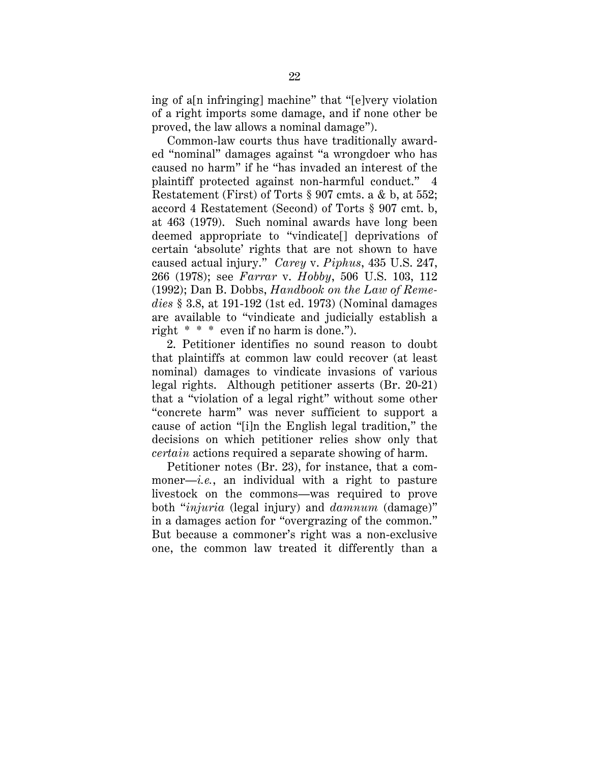ing of a[n infringing] machine" that "[e]very violation of a right imports some damage, and if none other be proved, the law allows a nominal damage").

Common-law courts thus have traditionally awarded "nominal" damages against "a wrongdoer who has caused no harm" if he "has invaded an interest of the plaintiff protected against non-harmful conduct." 4 Restatement (First) of Torts § 907 cmts. a & b, at 552; accord 4 Restatement (Second) of Torts § 907 cmt. b, at 463 (1979). Such nominal awards have long been deemed appropriate to "vindicate[] deprivations of certain 'absolute' rights that are not shown to have caused actual injury." *Carey* v. *Piphus*, 435 U.S. 247, 266 (1978); see *Farrar* v. *Hobby*, 506 U.S. 103, 112 (1992); Dan B. Dobbs, *Handbook on the Law of Remedies* § 3.8, at 191-192 (1st ed. 1973) (Nominal damages are available to "vindicate and judicially establish a right * * * even if no harm is done.").

2. Petitioner identifies no sound reason to doubt that plaintiffs at common law could recover (at least nominal) damages to vindicate invasions of various legal rights. Although petitioner asserts (Br. 20-21) that a "violation of a legal right" without some other "concrete harm" was never sufficient to support a cause of action "[i]n the English legal tradition," the decisions on which petitioner relies show only that *certain* actions required a separate showing of harm.

Petitioner notes (Br. 23), for instance, that a commoner—*i.e.*, an individual with a right to pasture livestock on the commons—was required to prove both "*injuria* (legal injury) and *damnum* (damage)" in a damages action for "overgrazing of the common." But because a commoner's right was a non-exclusive one, the common law treated it differently than a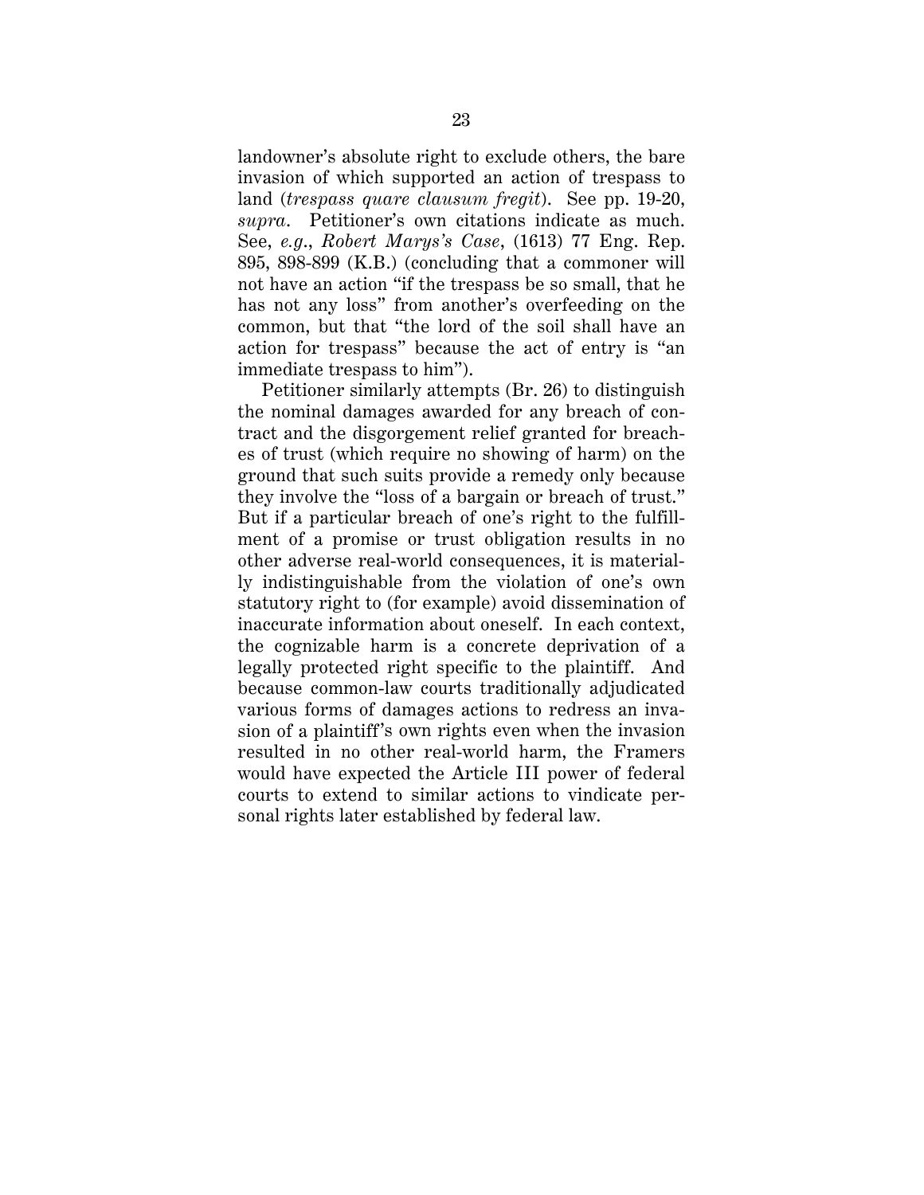landowner's absolute right to exclude others, the bare invasion of which supported an action of trespass to land (*trespass quare clausum fregit*). See pp. 19-20, *supra*. Petitioner's own citations indicate as much. See, *e.g.*, *Robert Marys's Case*, (1613) 77 Eng. Rep. 895, 898-899 (K.B.) (concluding that a commoner will not have an action "if the trespass be so small, that he has not any loss" from another's overfeeding on the common, but that "the lord of the soil shall have an action for trespass" because the act of entry is "an immediate trespass to him").

Petitioner similarly attempts (Br. 26) to distinguish the nominal damages awarded for any breach of contract and the disgorgement relief granted for breaches of trust (which require no showing of harm) on the ground that such suits provide a remedy only because they involve the "loss of a bargain or breach of trust." But if a particular breach of one's right to the fulfillment of a promise or trust obligation results in no other adverse real-world consequences, it is materially indistinguishable from the violation of one's own statutory right to (for example) avoid dissemination of inaccurate information about oneself. In each context, the cognizable harm is a concrete deprivation of a legally protected right specific to the plaintiff. And because common-law courts traditionally adjudicated various forms of damages actions to redress an invasion of a plaintiff's own rights even when the invasion resulted in no other real-world harm, the Framers would have expected the Article III power of federal courts to extend to similar actions to vindicate personal rights later established by federal law.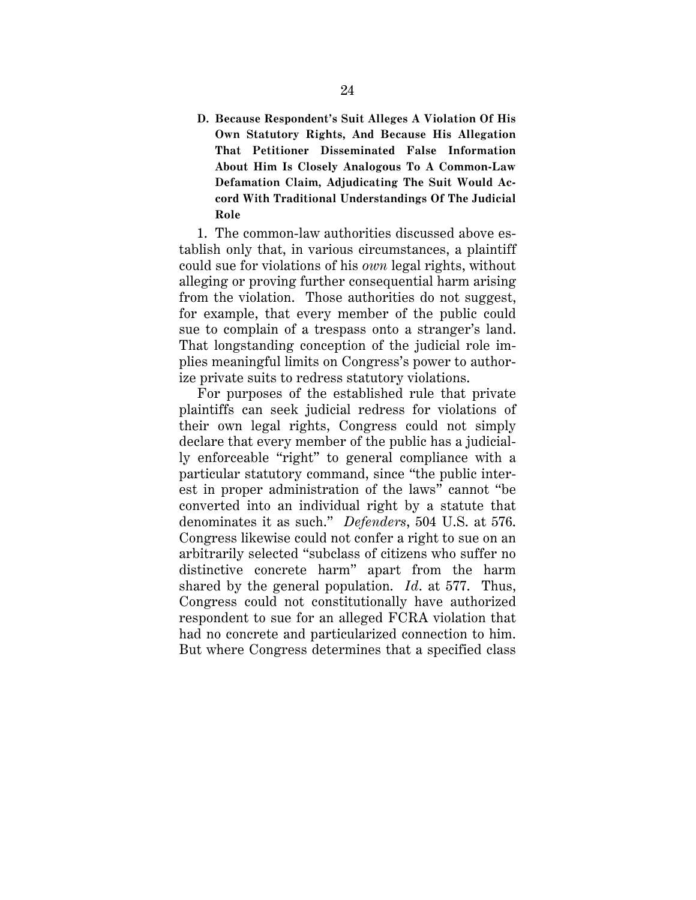### D. Because Respondent's Suit Alleges A Violation Of His Own Statutory Rights, And Because His Allegation That Petitioner Disseminated False Information About Him Is Closely Analogous To A Common-Law Defamation Claim, Adjudicating The Suit Would Accord With Traditional Understandings Of The Judicial Role

1. The common-law authorities discussed above establish only that, in various circumstances, a plaintiff could sue for violations of his *own* legal rights, without alleging or proving further consequential harm arising from the violation. Those authorities do not suggest, for example, that every member of the public could sue to complain of a trespass onto a stranger's land. That longstanding conception of the judicial role implies meaningful limits on Congress's power to authorize private suits to redress statutory violations.

For purposes of the established rule that private plaintiffs can seek judicial redress for violations of their own legal rights, Congress could not simply declare that every member of the public has a judicially enforceable "right" to general compliance with a particular statutory command, since "the public interest in proper administration of the laws" cannot "be converted into an individual right by a statute that denominates it as such." *Defenders*, 504 U.S. at 576. Congress likewise could not confer a right to sue on an arbitrarily selected "subclass of citizens who suffer no distinctive concrete harm" apart from the harm shared by the general population. *Id*. at 577. Thus, Congress could not constitutionally have authorized respondent to sue for an alleged FCRA violation that had no concrete and particularized connection to him. But where Congress determines that a specified class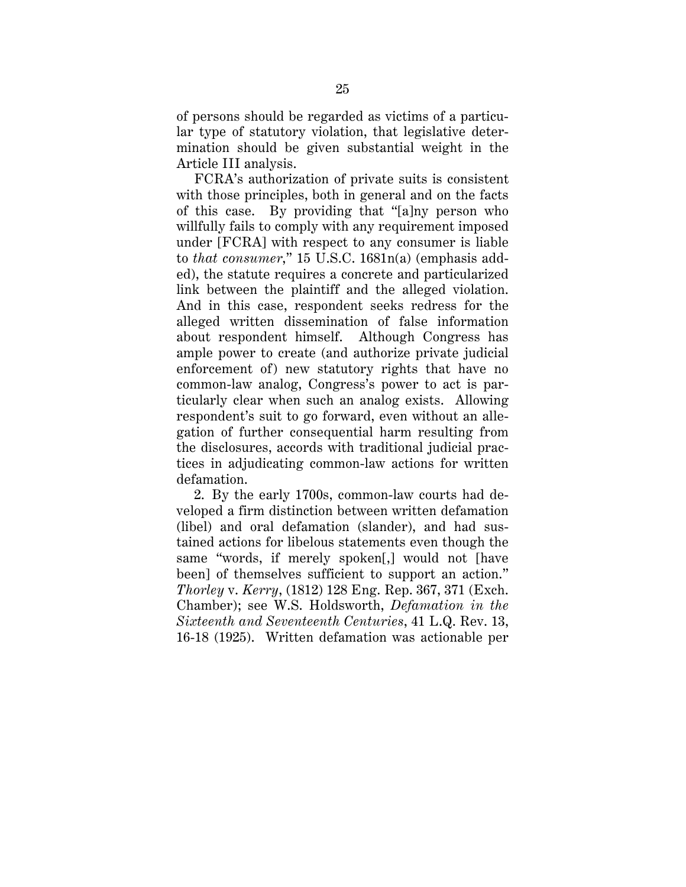of persons should be regarded as victims of a particular type of statutory violation, that legislative determination should be given substantial weight in the Article III analysis.

FCRA's authorization of private suits is consistent with those principles, both in general and on the facts of this case. By providing that "[a]ny person who willfully fails to comply with any requirement imposed under [FCRA] with respect to any consumer is liable to *that consumer*," 15 U.S.C. 1681n(a) (emphasis added), the statute requires a concrete and particularized link between the plaintiff and the alleged violation. And in this case, respondent seeks redress for the alleged written dissemination of false information about respondent himself. Although Congress has ample power to create (and authorize private judicial enforcement of) new statutory rights that have no common-law analog, Congress's power to act is particularly clear when such an analog exists. Allowing respondent's suit to go forward, even without an allegation of further consequential harm resulting from the disclosures, accords with traditional judicial practices in adjudicating common-law actions for written defamation.

2. By the early 1700s, common-law courts had developed a firm distinction between written defamation (libel) and oral defamation (slander), and had sustained actions for libelous statements even though the same "words, if merely spoken[,] would not [have been] of themselves sufficient to support an action." *Thorley* v. *Kerry*, (1812) 128 Eng. Rep. 367, 371 (Exch. Chamber); see W.S. Holdsworth, *Defamation in the Sixteenth and Seventeenth Centuries*, 41 L.Q. Rev. 13, 16-18 (1925). Written defamation was actionable per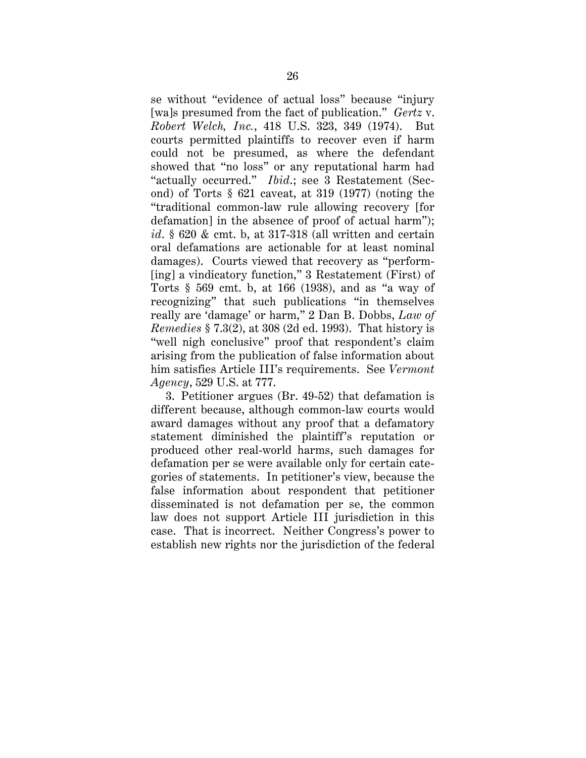se without "evidence of actual loss" because "injury [wa]s presumed from the fact of publication." *Gertz* v. *Robert Welch, Inc.*, 418 U.S. 323, 349 (1974). But courts permitted plaintiffs to recover even if harm could not be presumed, as where the defendant showed that "no loss" or any reputational harm had "actually occurred." *Ibid.*; see 3 Restatement (Second) of Torts § 621 caveat, at 319 (1977) (noting the "traditional common-law rule allowing recovery [for defamation] in the absence of proof of actual harm"); *id.* § 620 & cmt. b, at 317-318 (all written and certain oral defamations are actionable for at least nominal damages). Courts viewed that recovery as "perform[ing] a vindicatory function," 3 Restatement (First) of Torts § 569 cmt. b, at 166 (1938), and as "a way of recognizing" that such publications "in themselves really are 'damage' or harm," 2 Dan B. Dobbs, *Law of Remedies* § 7.3(2), at 308 (2d ed. 1993). That history is "well nigh conclusive" proof that respondent's claim arising from the publication of false information about him satisfies Article III's requirements. See *Vermont Agency*, 529 U.S. at 777.

3. Petitioner argues (Br. 49-52) that defamation is different because, although common-law courts would award damages without any proof that a defamatory statement diminished the plaintiff's reputation or produced other real-world harms, such damages for defamation per se were available only for certain categories of statements. In petitioner's view, because the false information about respondent that petitioner disseminated is not defamation per se, the common law does not support Article III jurisdiction in this case. That is incorrect. Neither Congress's power to establish new rights nor the jurisdiction of the federal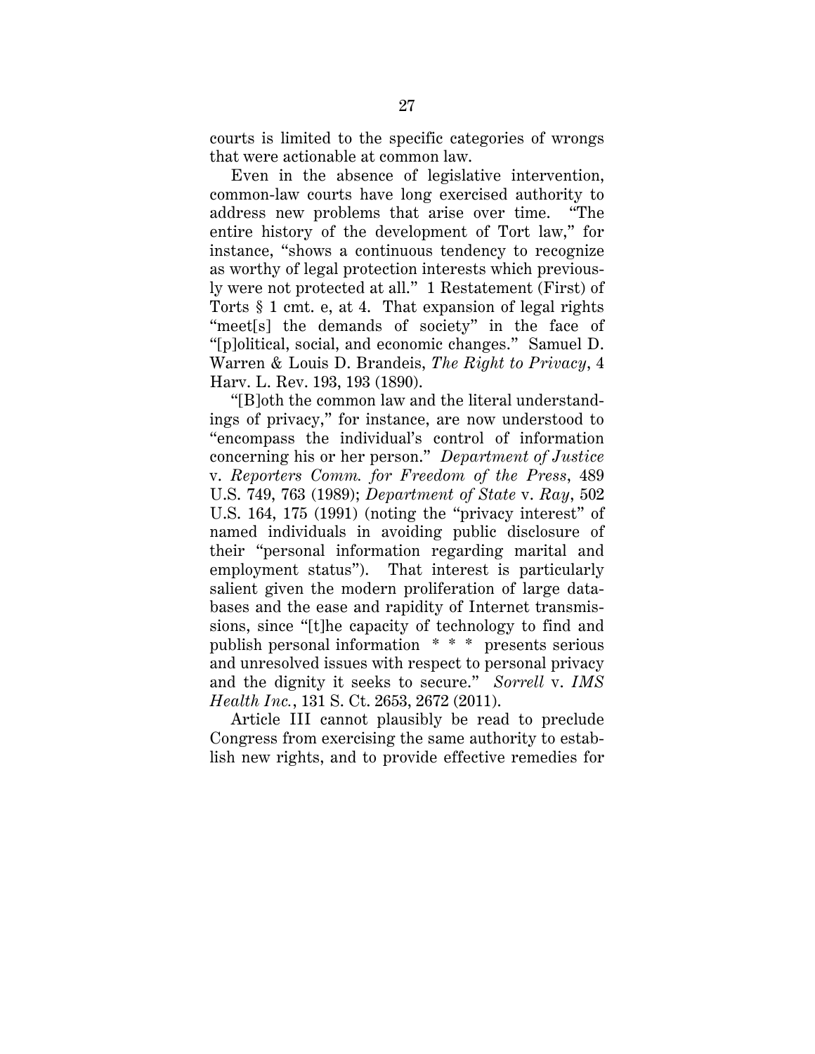courts is limited to the specific categories of wrongs that were actionable at common law.

Even in the absence of legislative intervention, common-law courts have long exercised authority to address new problems that arise over time. "The entire history of the development of Tort law," for instance, "shows a continuous tendency to recognize as worthy of legal protection interests which previously were not protected at all." 1 Restatement (First) of Torts § 1 cmt. e, at 4. That expansion of legal rights "meet[s] the demands of society" in the face of "[p]olitical, social, and economic changes." Samuel D. Warren & Louis D. Brandeis, *The Right to Privacy*, 4 Harv. L. Rev. 193, 193 (1890).

"[B]oth the common law and the literal understandings of privacy," for instance, are now understood to "encompass the individual's control of information concerning his or her person." *Department of Justice* v. *Reporters Comm. for Freedom of the Press*, 489 U.S. 749, 763 (1989); *Department of State* v. *Ray*, 502 U.S. 164, 175 (1991) (noting the "privacy interest" of named individuals in avoiding public disclosure of their "personal information regarding marital and employment status"). That interest is particularly salient given the modern proliferation of large databases and the ease and rapidity of Internet transmissions, since "[t]he capacity of technology to find and publish personal information * * * presents serious and unresolved issues with respect to personal privacy and the dignity it seeks to secure." *Sorrell* v. *IMS Health Inc.*, 131 S. Ct. 2653, 2672 (2011).

Article III cannot plausibly be read to preclude Congress from exercising the same authority to establish new rights, and to provide effective remedies for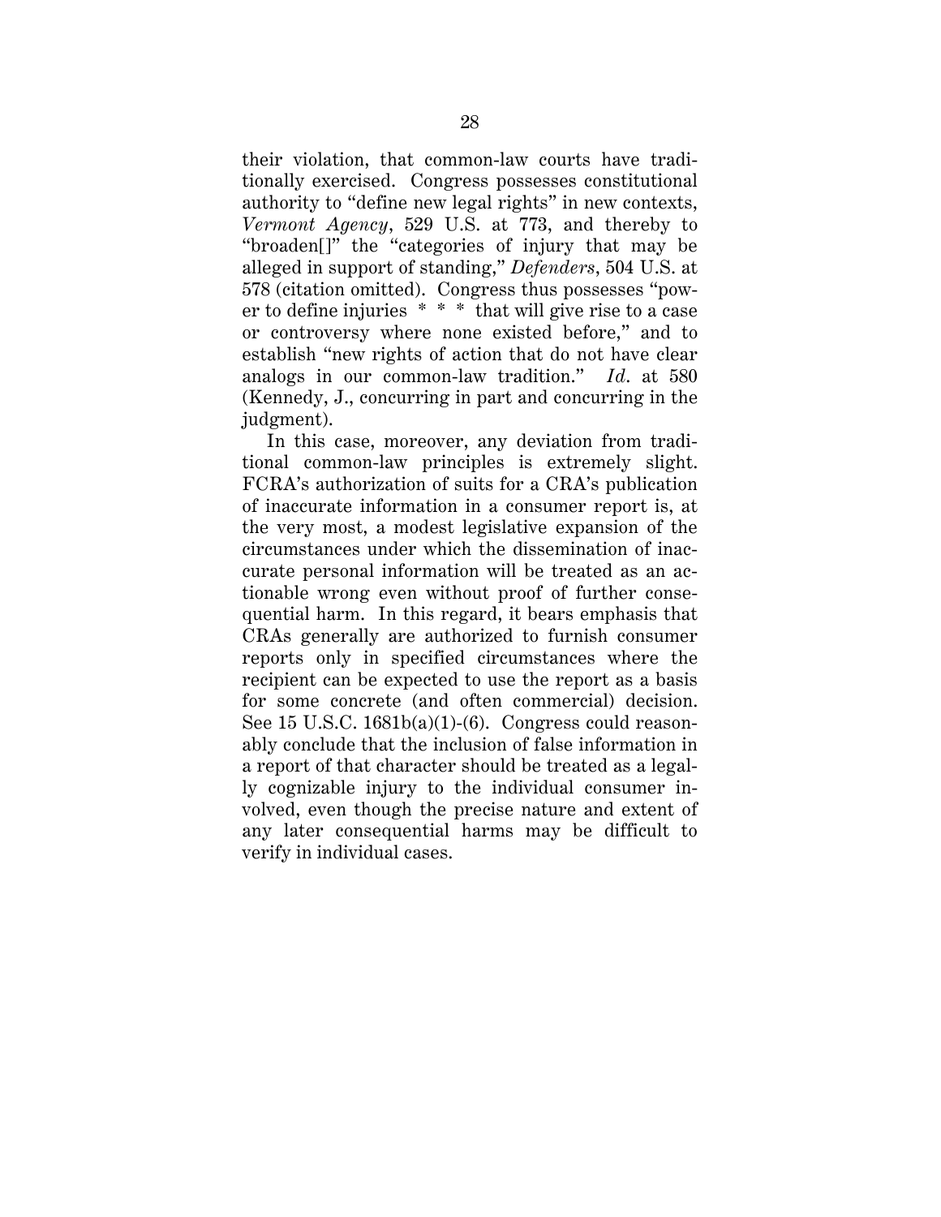their violation, that common-law courts have traditionally exercised. Congress possesses constitutional authority to "define new legal rights" in new contexts, *Vermont Agency*, 529 U.S. at 773, and thereby to "broaden[]" the "categories of injury that may be alleged in support of standing," *Defenders*, 504 U.S. at 578 (citation omitted). Congress thus possesses "power to define injuries * * * that will give rise to a case or controversy where none existed before," and to establish "new rights of action that do not have clear analogs in our common-law tradition." *Id*. at 580 (Kennedy, J., concurring in part and concurring in the judgment).

In this case, moreover, any deviation from traditional common-law principles is extremely slight. FCRA's authorization of suits for a CRA's publication of inaccurate information in a consumer report is, at the very most, a modest legislative expansion of the circumstances under which the dissemination of inaccurate personal information will be treated as an actionable wrong even without proof of further consequential harm. In this regard, it bears emphasis that CRAs generally are authorized to furnish consumer reports only in specified circumstances where the recipient can be expected to use the report as a basis for some concrete (and often commercial) decision. See 15 U.S.C. 1681b(a)(1)-(6). Congress could reasonably conclude that the inclusion of false information in a report of that character should be treated as a legally cognizable injury to the individual consumer involved, even though the precise nature and extent of any later consequential harms may be difficult to verify in individual cases.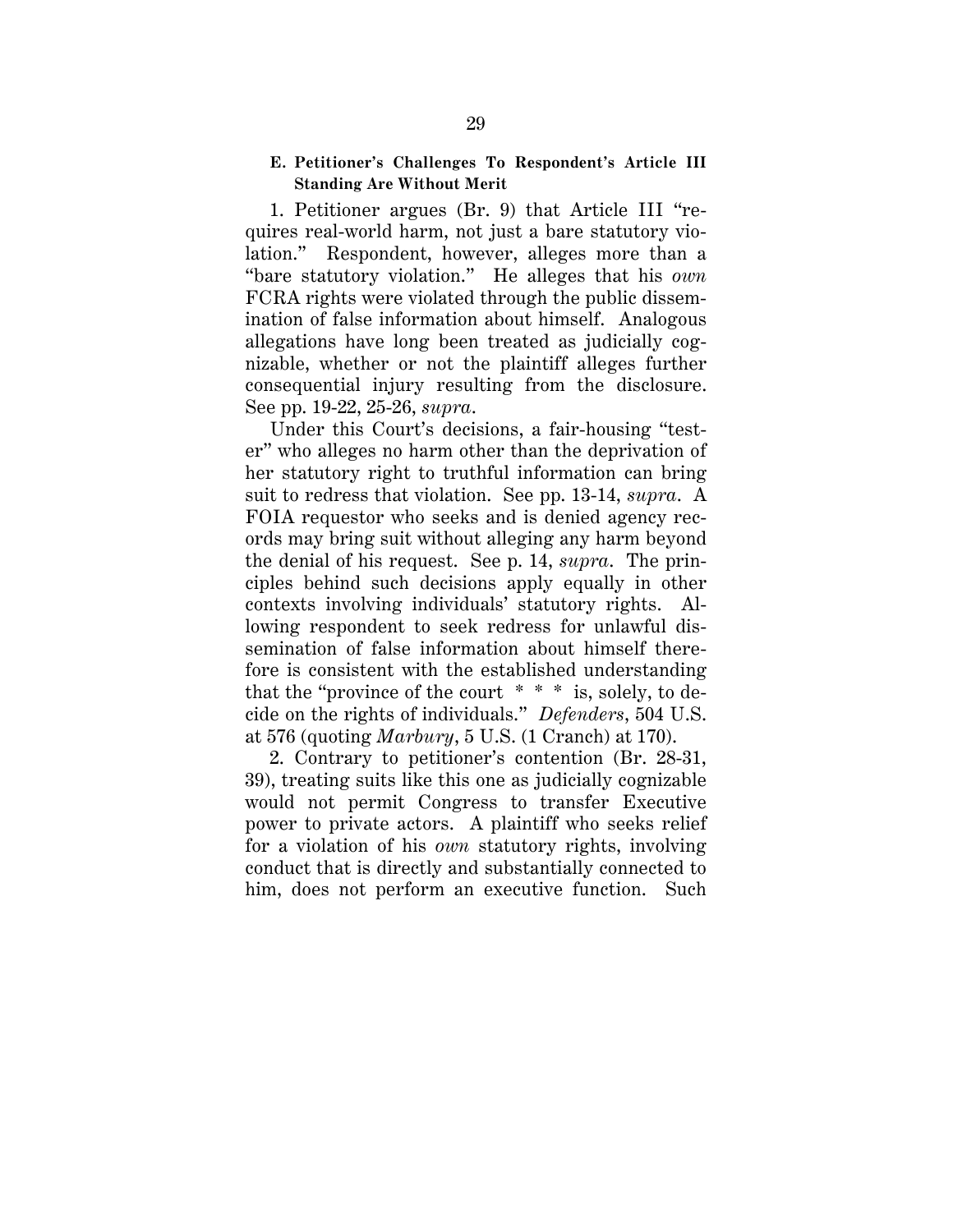### E. Petitioner's Challenges To Respondent's Article III Standing Are Without Merit

1. Petitioner argues (Br. 9) that Article III "requires real-world harm, not just a bare statutory violation." Respondent, however, alleges more than a "bare statutory violation." He alleges that his *own* FCRA rights were violated through the public dissemination of false information about himself. Analogous allegations have long been treated as judicially cognizable, whether or not the plaintiff alleges further consequential injury resulting from the disclosure. See pp. 19-22, 25-26, *supra*.

Under this Court's decisions, a fair-housing "tester" who alleges no harm other than the deprivation of her statutory right to truthful information can bring suit to redress that violation. See pp. 13-14, *supra*. A FOIA requestor who seeks and is denied agency records may bring suit without alleging any harm beyond the denial of his request. See p. 14, *supra*. The principles behind such decisions apply equally in other contexts involving individuals' statutory rights. Allowing respondent to seek redress for unlawful dissemination of false information about himself therefore is consistent with the established understanding that the "province of the court * * * is, solely, to decide on the rights of individuals." *Defenders*, 504 U.S. at 576 (quoting *Marbury*, 5 U.S. (1 Cranch) at 170).

2. Contrary to petitioner's contention (Br. 28-31, 39), treating suits like this one as judicially cognizable would not permit Congress to transfer Executive power to private actors. A plaintiff who seeks relief for a violation of his *own* statutory rights, involving conduct that is directly and substantially connected to him, does not perform an executive function. Such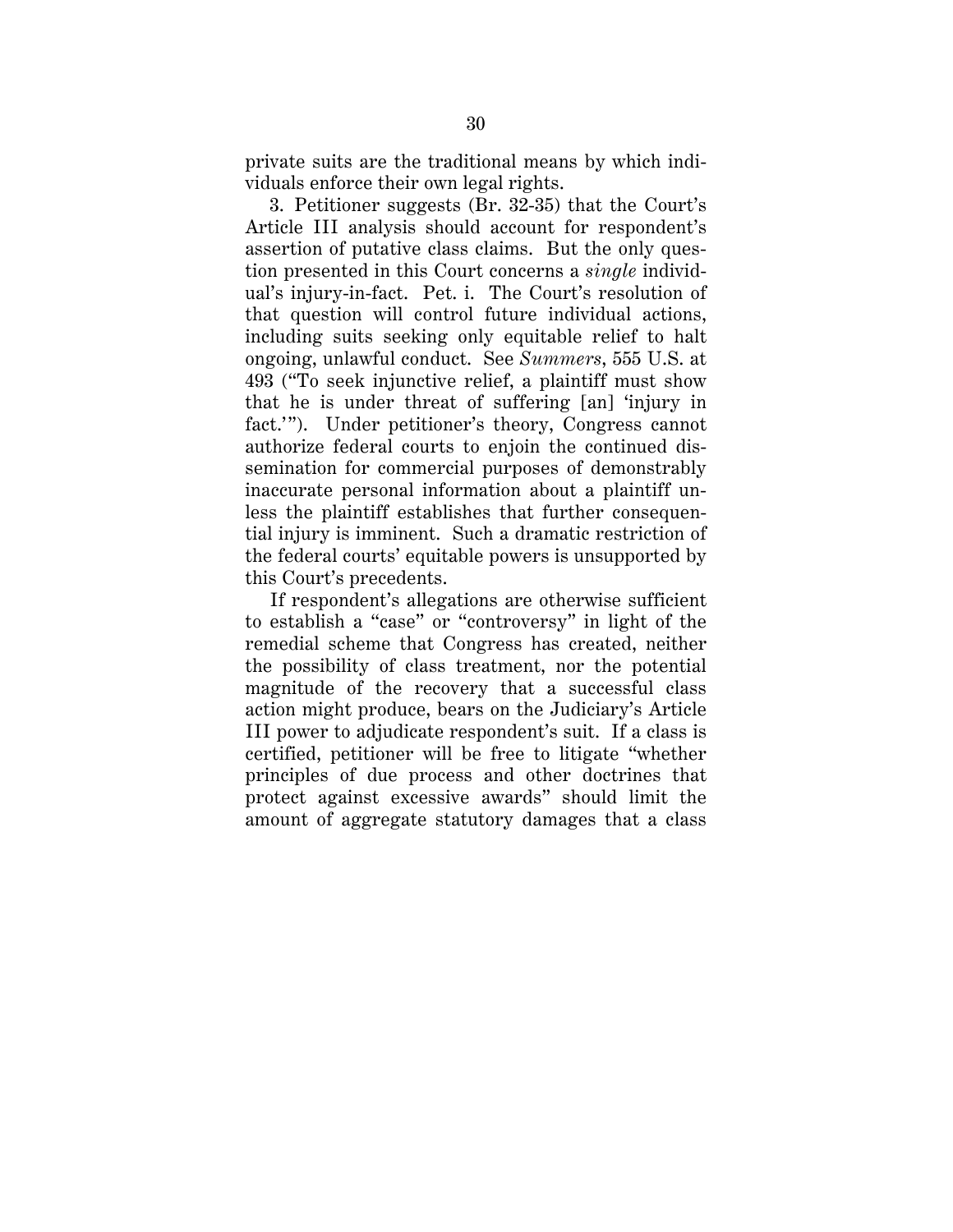private suits are the traditional means by which individuals enforce their own legal rights.

3. Petitioner suggests (Br. 32-35) that the Court's Article III analysis should account for respondent's assertion of putative class claims. But the only question presented in this Court concerns a *single* individual's injury-in-fact. Pet. i. The Court's resolution of that question will control future individual actions, including suits seeking only equitable relief to halt ongoing, unlawful conduct. See *Summers*, 555 U.S. at 493 ("To seek injunctive relief, a plaintiff must show that he is under threat of suffering [an] 'injury in fact.'"). Under petitioner's theory, Congress cannot authorize federal courts to enjoin the continued dissemination for commercial purposes of demonstrably inaccurate personal information about a plaintiff unless the plaintiff establishes that further consequential injury is imminent. Such a dramatic restriction of the federal courts' equitable powers is unsupported by this Court's precedents.

If respondent's allegations are otherwise sufficient to establish a "case" or "controversy" in light of the remedial scheme that Congress has created, neither the possibility of class treatment, nor the potential magnitude of the recovery that a successful class action might produce, bears on the Judiciary's Article III power to adjudicate respondent's suit. If a class is certified, petitioner will be free to litigate "whether principles of due process and other doctrines that protect against excessive awards" should limit the amount of aggregate statutory damages that a class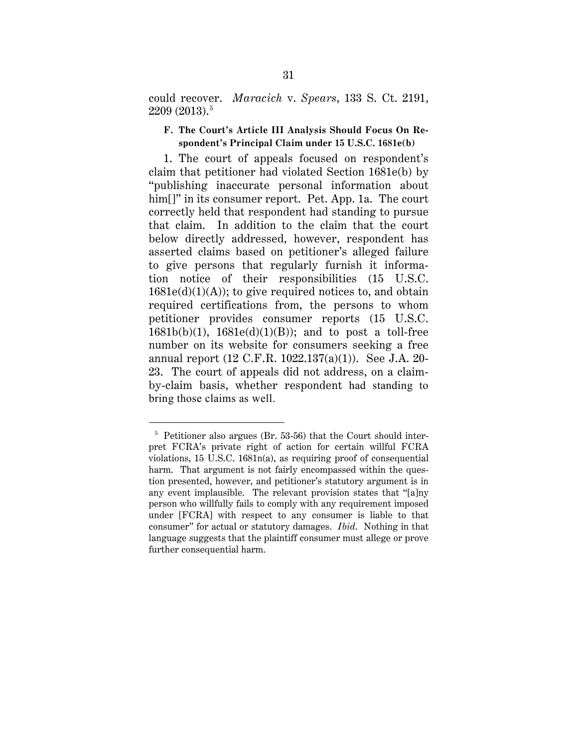could recover. *Maracich* v. *Spears*, 133 S. Ct. 2191, 2209 (2013).[5]

### F. The Court's Article III Analysis Should Focus On Respondent's Principal Claim under 15 U.S.C. 1681e(b)

1. The court of appeals focused on respondent's claim that petitioner had violated Section 1681e(b) by "publishing inaccurate personal information about him[]" in its consumer report. Pet. App. 1a. The court correctly held that respondent had standing to pursue that claim. In addition to the claim that the court below directly addressed, however, respondent has asserted claims based on petitioner's alleged failure to give persons that regularly furnish it information notice of their responsibilities (15 U.S.C. 1681e(d)(1)(A)); to give required notices to, and obtain required certifications from, the persons to whom petitioner provides consumer reports (15 U.S.C. 1681b(b)(1), 1681e(d)(1)(B)); and to post a toll-free number on its website for consumers seeking a free annual report (12 C.F.R. 1022.137(a)(1)). See J.A. 20-23. The court of appeals did not address, on a claim-by-claim basis, whether respondent had standing to bring those claims as well.

---

[5] Petitioner also argues (Br. 53-56) that the Court should interpret FCRA's private right of action for certain willful FCRA violations, 15 U.S.C. 1681n(a), as requiring proof of consequential harm. That argument is not fairly encompassed within the question presented, however, and petitioner's statutory argument is in any event implausible. The relevant provision states that "[a]ny person who willfully fails to comply with any requirement imposed under [FCRA] with respect to any consumer is liable to that consumer" for actual or statutory damages. *Ibid*. Nothing in that language suggests that the plaintiff consumer must allege or prove further consequential harm.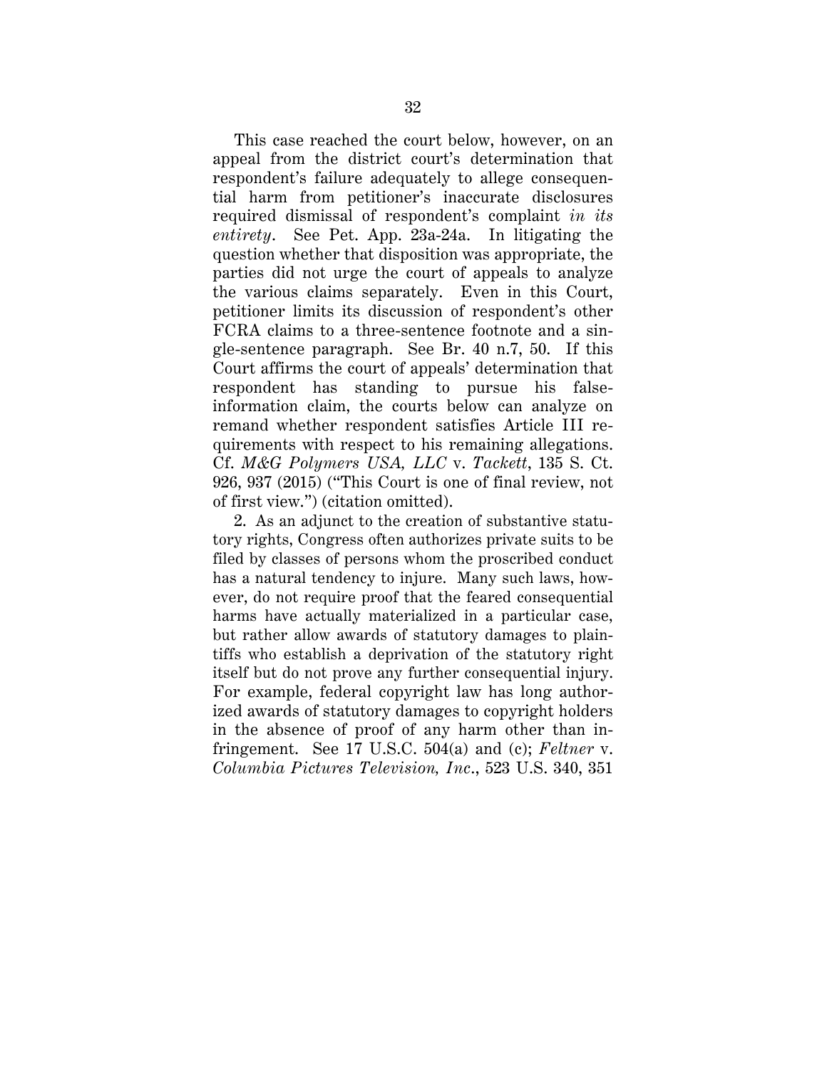This case reached the court below, however, on an appeal from the district court's determination that respondent's failure adequately to allege consequential harm from petitioner's inaccurate disclosures required dismissal of respondent's complaint *in its entirety*. See Pet. App. 23a-24a. In litigating the question whether that disposition was appropriate, the parties did not urge the court of appeals to analyze the various claims separately. Even in this Court, petitioner limits its discussion of respondent's other FCRA claims to a three-sentence footnote and a single-sentence paragraph. See Br. 40 n.7, 50. If this Court affirms the court of appeals' determination that respondent has standing to pursue his false-information claim, the courts below can analyze on remand whether respondent satisfies Article III requirements with respect to his remaining allegations. Cf. *M&G Polymers USA, LLC* v. *Tackett*, 135 S. Ct. 926, 937 (2015) ("This Court is one of final review, not of first view.") (citation omitted).

2. As an adjunct to the creation of substantive statutory rights, Congress often authorizes private suits to be filed by classes of persons whom the proscribed conduct has a natural tendency to injure. Many such laws, however, do not require proof that the feared consequential harms have actually materialized in a particular case, but rather allow awards of statutory damages to plaintiffs who establish a deprivation of the statutory right itself but do not prove any further consequential injury. For example, federal copyright law has long authorized awards of statutory damages to copyright holders in the absence of proof of any harm other than infringement. See 17 U.S.C. 504(a) and (c); *Feltner* v. *Columbia Pictures Television, Inc.*, 523 U.S. 340, 351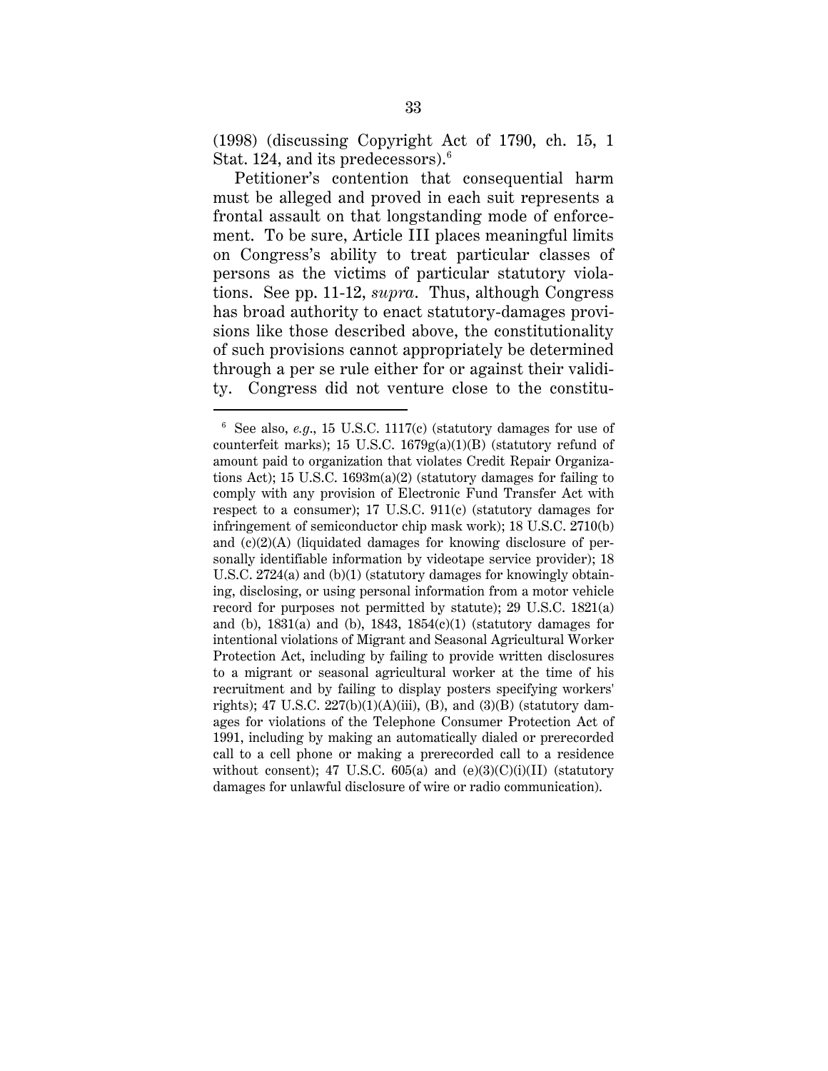(1998) (discussing Copyright Act of 1790, ch. 15, 1 Stat. 124, and its predecessors).[6]

Petitioner's contention that consequential harm must be alleged and proved in each suit represents a frontal assault on that longstanding mode of enforcement. To be sure, Article III places meaningful limits on Congress's ability to treat particular classes of persons as the victims of particular statutory violations. See pp. 11-12, *supra*. Thus, although Congress has broad authority to enact statutory-damages provisions like those described above, the constitutionality of such provisions cannot appropriately be determined through a per se rule either for or against their validity. Congress did not venture close to the constitu-

[6] See also, *e.g.*, 15 U.S.C. 1117(c) (statutory damages for use of counterfeit marks); 15 U.S.C. 1679g(a)(1)(B) (statutory refund of amount paid to organization that violates Credit Repair Organizations Act); 15 U.S.C. 1693m(a)(2) (statutory damages for failing to comply with any provision of Electronic Fund Transfer Act with respect to a consumer); 17 U.S.C. 911(c) (statutory damages for infringement of semiconductor chip mask work); 18 U.S.C. 2710(b) and (c)(2)(A) (liquidated damages for knowing disclosure of personally identifiable information by videotape service provider); 18 U.S.C. 2724(a) and (b)(1) (statutory damages for knowingly obtaining, disclosing, or using personal information from a motor vehicle record for purposes not permitted by statute); 29 U.S.C. 1821(a) and (b), 1831(a) and (b), 1843, 1854(c)(1) (statutory damages for intentional violations of Migrant and Seasonal Agricultural Worker Protection Act, including by failing to provide written disclosures to a migrant or seasonal agricultural worker at the time of his recruitment and by failing to display posters specifying workers' rights); 47 U.S.C. 227(b)(1)(A)(iii), (B), and (3)(B) (statutory damages for violations of the Telephone Consumer Protection Act of 1991, including by making an automatically dialed or prerecorded call to a cell phone or making a prerecorded call to a residence without consent); 47 U.S.C. 605(a) and (e)(3)(C)(i)(II) (statutory damages for unlawful disclosure of wire or radio communication).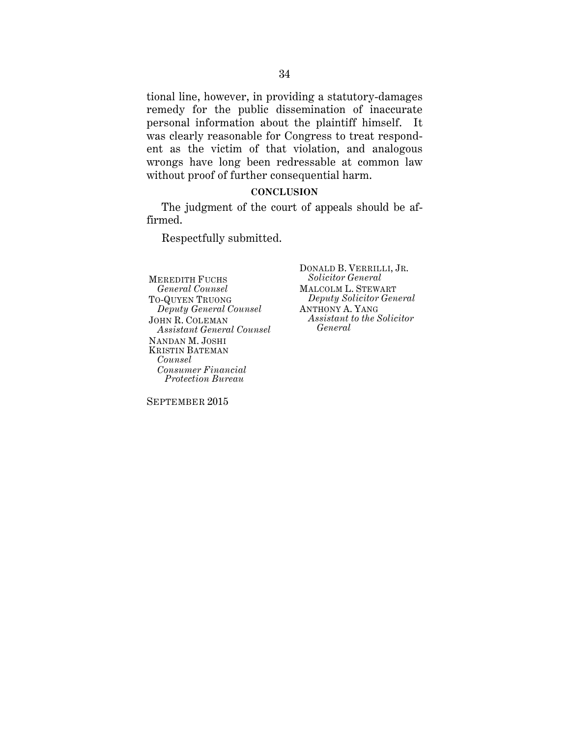tional line, however, in providing a statutory-damages remedy for the public dissemination of inaccurate personal information about the plaintiff himself. It was clearly reasonable for Congress to treat respondent as the victim of that violation, and analogous wrongs have long been redressable at common law without proof of further consequential harm.

## CONCLUSION

The judgment of the court of appeals should be affirmed.

Respectfully submitted.

DONALD B. VERRILLI, JR.
*Solicitor General*
MALCOLM L. STEWART
*Deputy Solicitor General*
ANTHONY A. YANG
*Assistant to the Solicitor General*

MEREDITH FUCHS
*General Counsel*
TO-QUYEN TRUONG
*Deputy General Counsel*
JOHN R. COLEMAN
*Assistant General Counsel*
NANDAN M. JOSHI
KRISTIN BATEMAN
*Counsel*
*Consumer Financial Protection Bureau*

SEPTEMBER 2015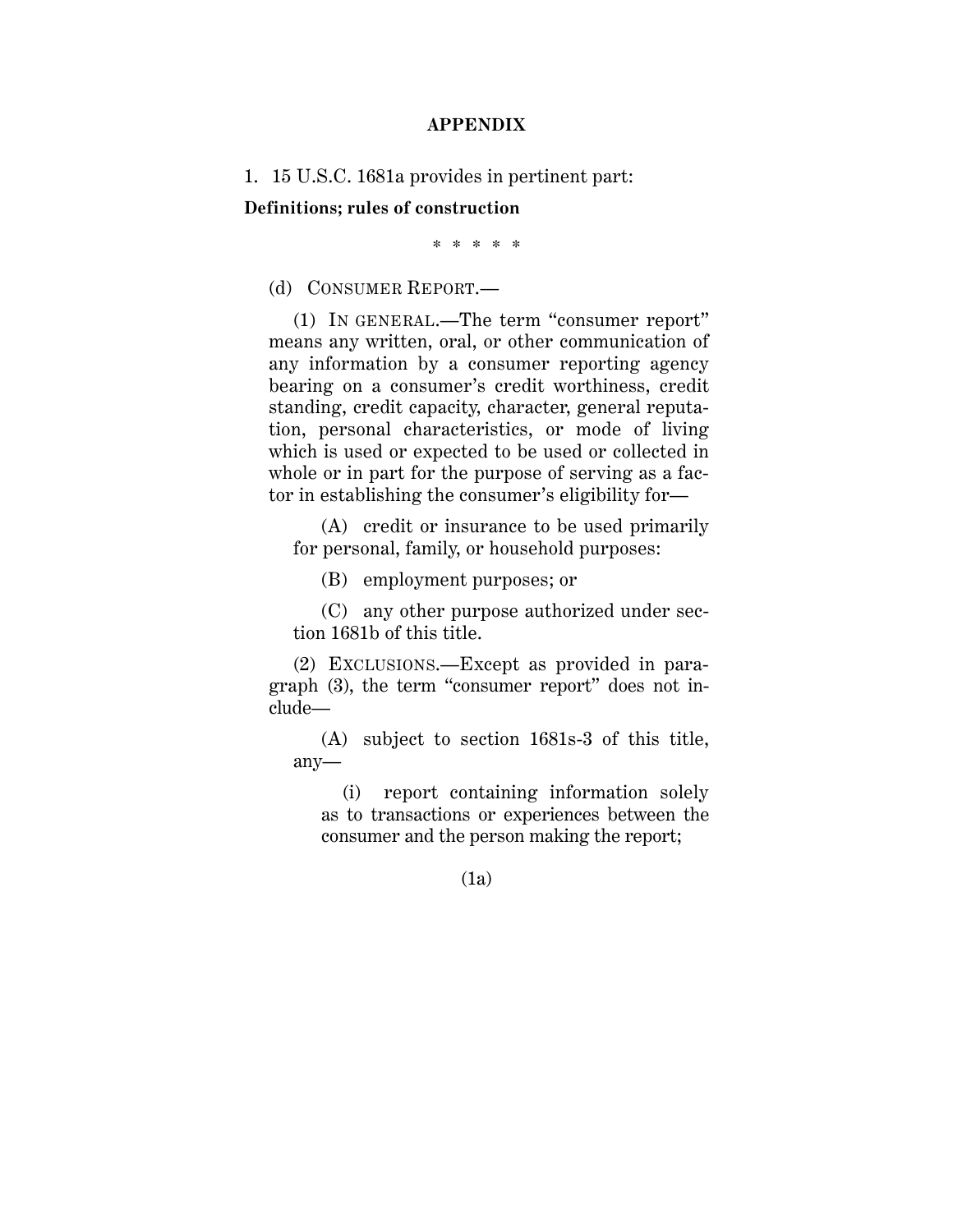# APPENDIX

1. 15 U.S.C. 1681a provides in pertinent part:

**Definitions; rules of construction**

\* \* \* \* \*

(d) CONSUMER REPORT.—

(1) IN GENERAL.—The term "consumer report" means any written, oral, or other communication of any information by a consumer reporting agency bearing on a consumer's credit worthiness, credit standing, credit capacity, character, general reputation, personal characteristics, or mode of living which is used or expected to be used or collected in whole or in part for the purpose of serving as a factor in establishing the consumer's eligibility for—

(A) credit or insurance to be used primarily for personal, family, or household purposes:

(B) employment purposes; or

(C) any other purpose authorized under section 1681b of this title.

(2) EXCLUSIONS.—Except as provided in paragraph (3), the term "consumer report" does not include—

(A) subject to section 1681s-3 of this title, any—

(i) report containing information solely as to transactions or experiences between the consumer and the person making the report;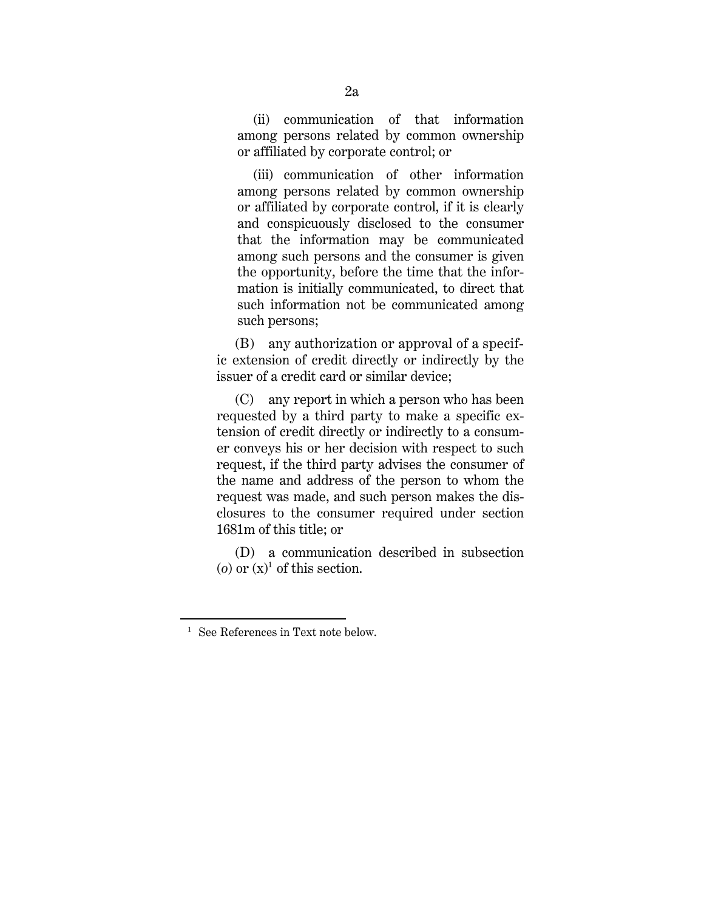(ii) communication of that information among persons related by common ownership or affiliated by corporate control; or

(iii) communication of other information among persons related by common ownership or affiliated by corporate control, if it is clearly and conspicuously disclosed to the consumer that the information may be communicated among such persons and the consumer is given the opportunity, before the time that the information is initially communicated, to direct that such information not be communicated among such persons;

(B) any authorization or approval of a specific extension of credit directly or indirectly by the issuer of a credit card or similar device;

(C) any report in which a person who has been requested by a third party to make a specific extension of credit directly or indirectly to a consumer conveys his or her decision with respect to such request, if the third party advises the consumer of the name and address of the person to whom the request was made, and such person makes the disclosures to the consumer required under section 1681m of this title; or

(D) a communication described in subsection (*o*) or (x)[1] of this section.

---

[1] See References in Text note below.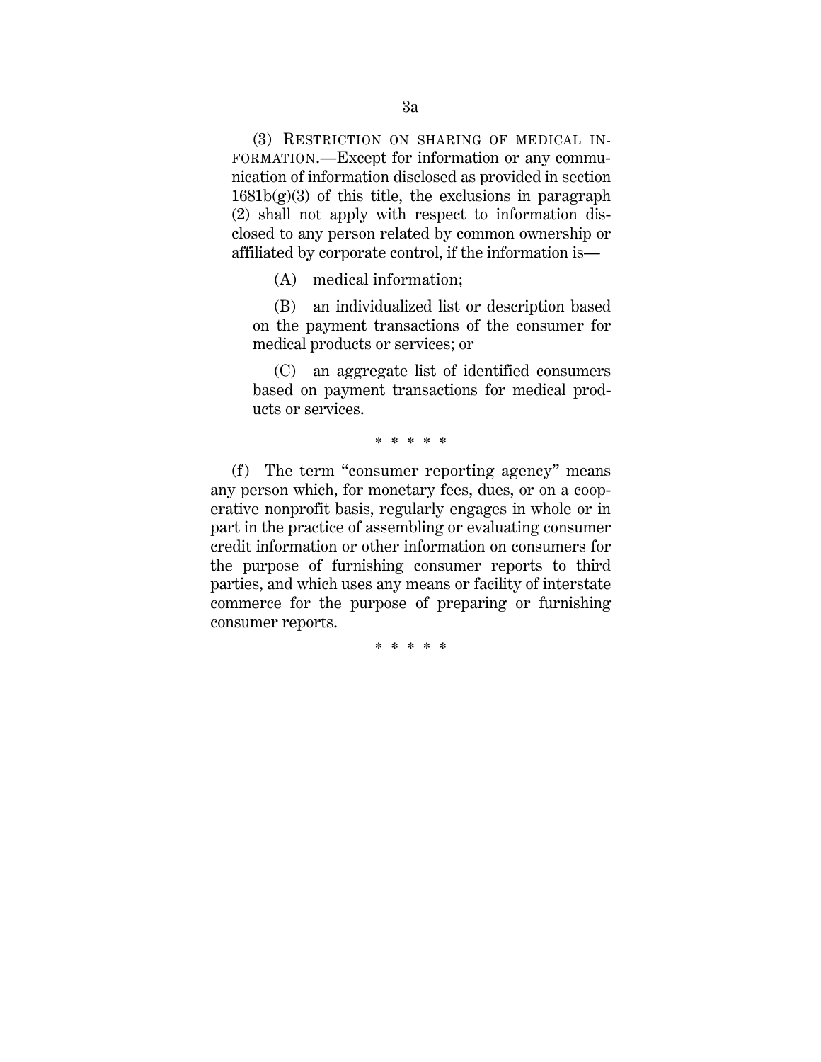(3) RESTRICTION ON SHARING OF MEDICAL INFORMATION.—Except for information or any communication of information disclosed as provided in section 1681b(g)(3) of this title, the exclusions in paragraph (2) shall not apply with respect to information disclosed to any person related by common ownership or affiliated by corporate control, if the information is—

(A) medical information;

(B) an individualized list or description based on the payment transactions of the consumer for medical products or services; or

(C) an aggregate list of identified consumers based on payment transactions for medical products or services.

\* \* \* \* \*

(f) The term "consumer reporting agency" means any person which, for monetary fees, dues, or on a cooperative nonprofit basis, regularly engages in whole or in part in the practice of assembling or evaluating consumer credit information or other information on consumers for the purpose of furnishing consumer reports to third parties, and which uses any means or facility of interstate commerce for the purpose of preparing or furnishing consumer reports.

\* \* \* \* \*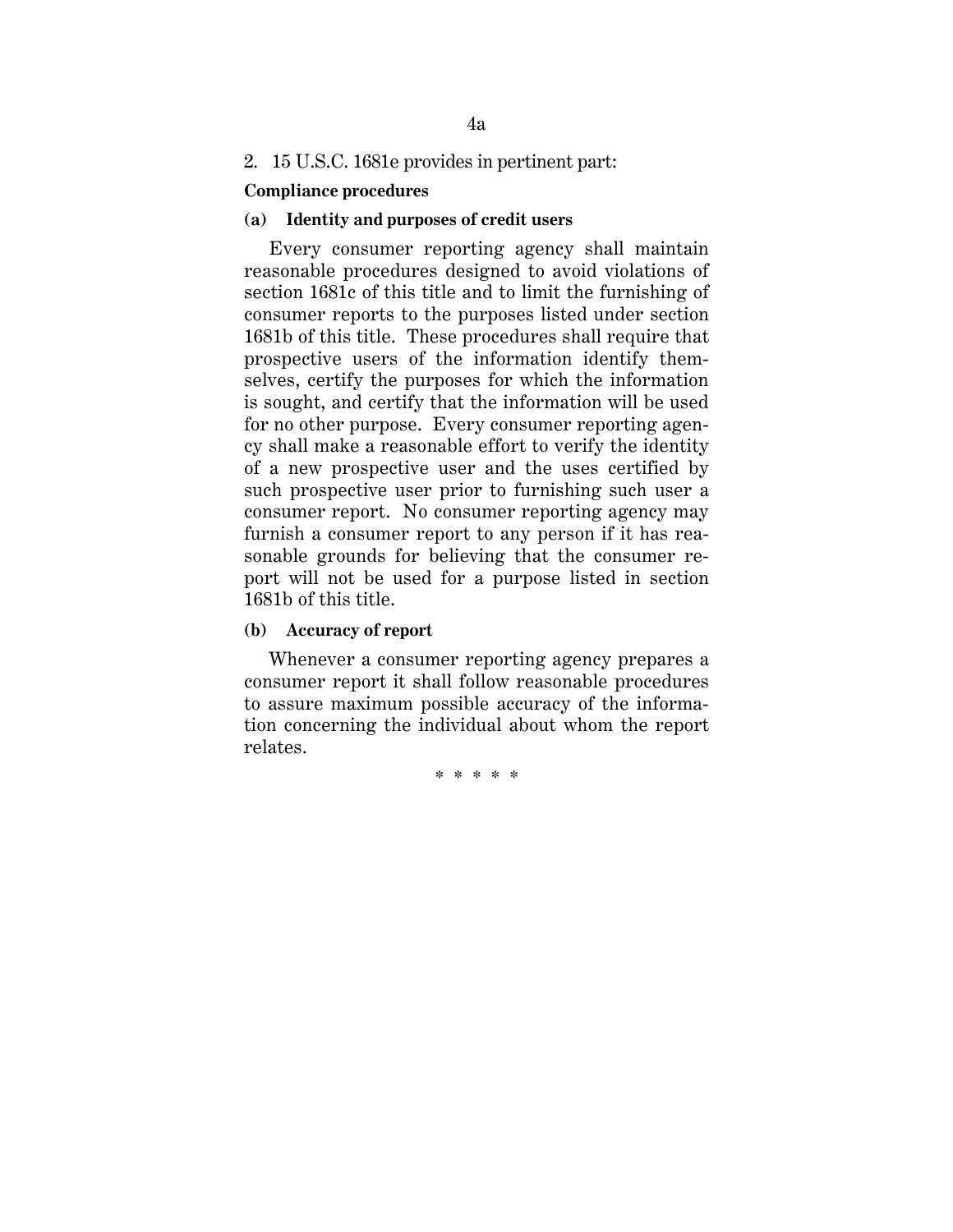2. 15 U.S.C. 1681e provides in pertinent part:

**Compliance procedures**

**(a) Identity and purposes of credit users**

Every consumer reporting agency shall maintain reasonable procedures designed to avoid violations of section 1681c of this title and to limit the furnishing of consumer reports to the purposes listed under section 1681b of this title. These procedures shall require that prospective users of the information identify themselves, certify the purposes for which the information is sought, and certify that the information will be used for no other purpose. Every consumer reporting agency shall make a reasonable effort to verify the identity of a new prospective user and the uses certified by such prospective user prior to furnishing such user a consumer report. No consumer reporting agency may furnish a consumer report to any person if it has reasonable grounds for believing that the consumer report will not be used for a purpose listed in section 1681b of this title.

**(b) Accuracy of report**

Whenever a consumer reporting agency prepares a consumer report it shall follow reasonable procedures to assure maximum possible accuracy of the information concerning the individual about whom the report relates.

\* \* \* \* \*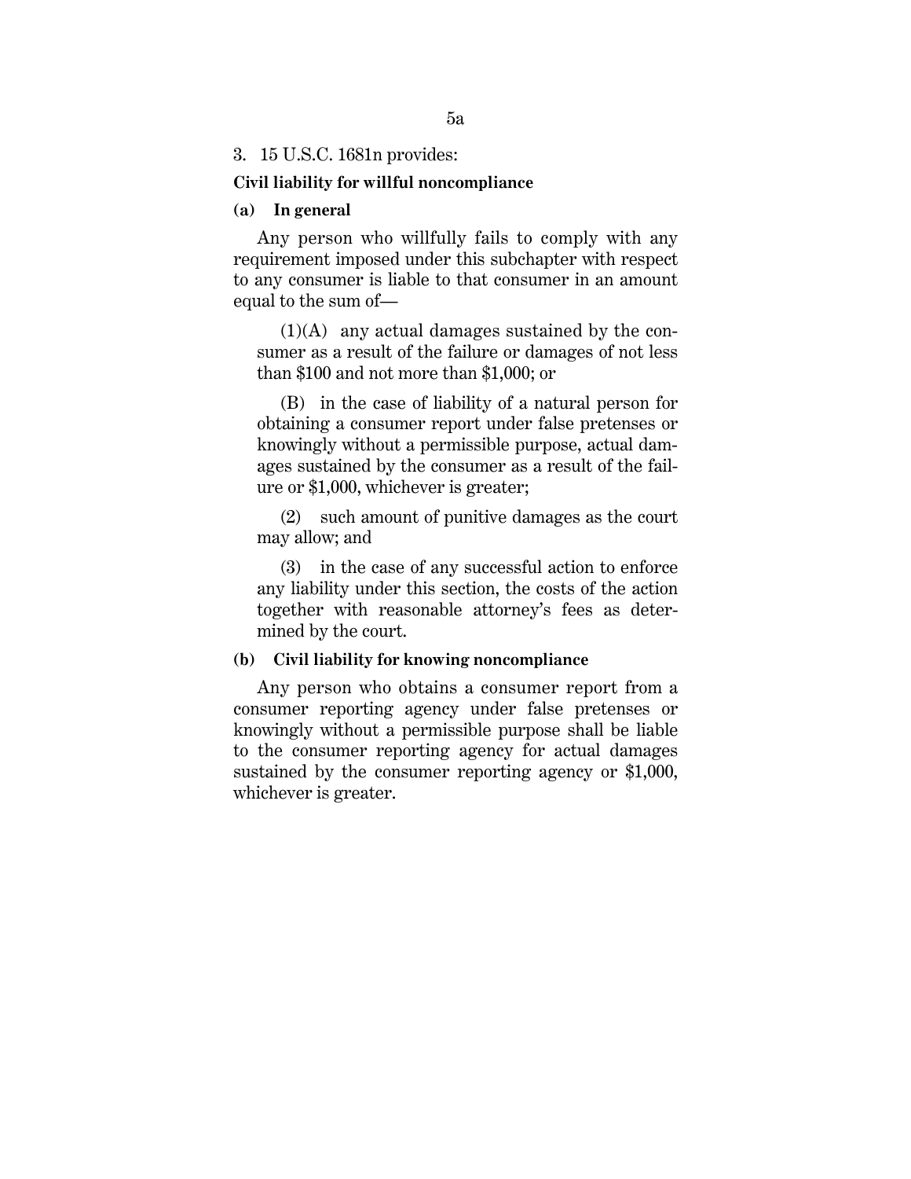3. 15 U.S.C. 1681n provides:

**Civil liability for willful noncompliance**

**(a) In general**

Any person who willfully fails to comply with any requirement imposed under this subchapter with respect to any consumer is liable to that consumer in an amount equal to the sum of—

(1)(A) any actual damages sustained by the consumer as a result of the failure or damages of not less than $100 and not more than $1,000; or

(B) in the case of liability of a natural person for obtaining a consumer report under false pretenses or knowingly without a permissible purpose, actual damages sustained by the consumer as a result of the failure or $1,000, whichever is greater;

(2) such amount of punitive damages as the court may allow; and

(3) in the case of any successful action to enforce any liability under this section, the costs of the action together with reasonable attorney's fees as determined by the court.

**(b) Civil liability for knowing noncompliance**

Any person who obtains a consumer report from a consumer reporting agency under false pretenses or knowingly without a permissible purpose shall be liable to the consumer reporting agency for actual damages sustained by the consumer reporting agency or $1,000, whichever is greater.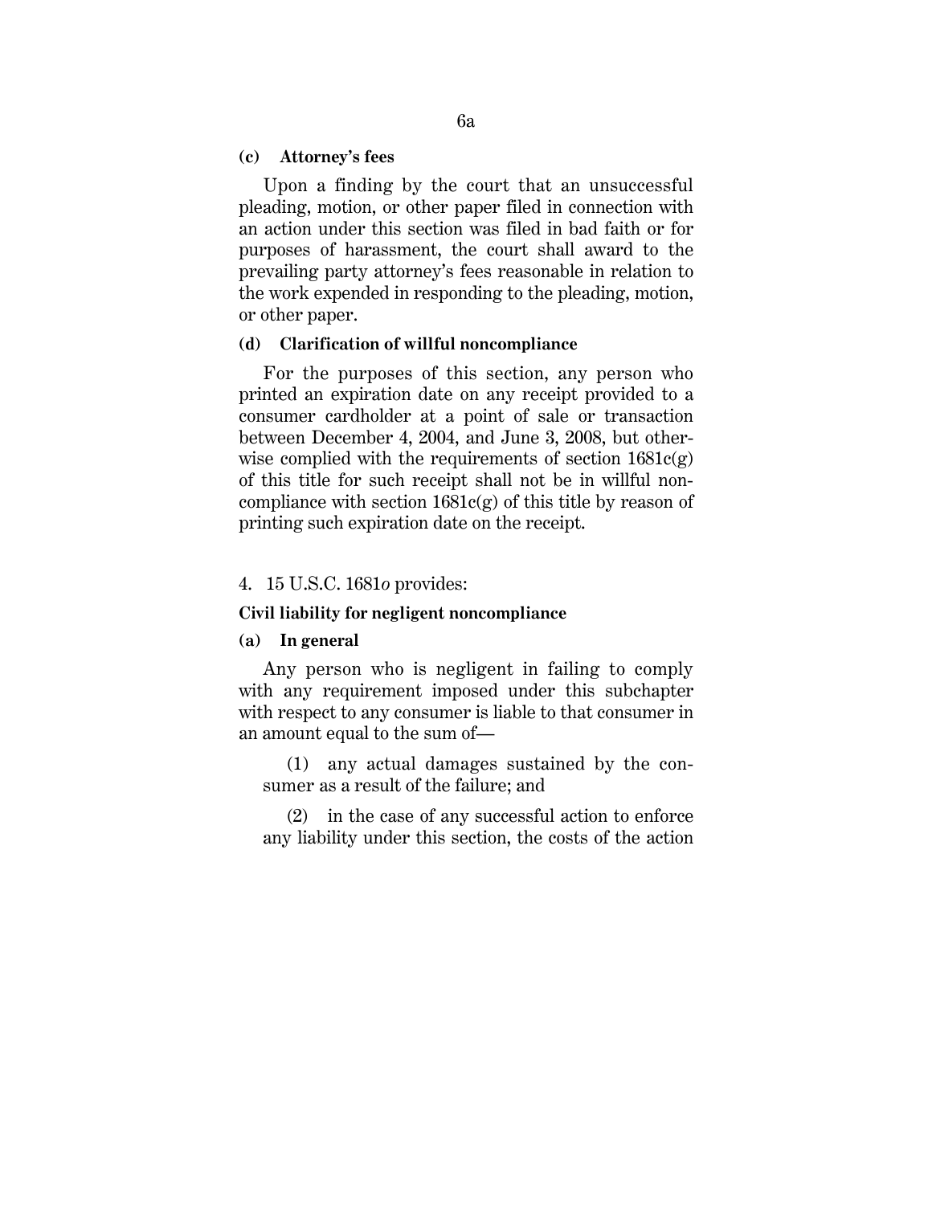**(c) Attorney's fees**

Upon a finding by the court that an unsuccessful pleading, motion, or other paper filed in connection with an action under this section was filed in bad faith or for purposes of harassment, the court shall award to the prevailing party attorney's fees reasonable in relation to the work expended in responding to the pleading, motion, or other paper.

**(d) Clarification of willful noncompliance**

For the purposes of this section, any person who printed an expiration date on any receipt provided to a consumer cardholder at a point of sale or transaction between December 4, 2004, and June 3, 2008, but otherwise complied with the requirements of section 1681c(g) of this title for such receipt shall not be in willful noncompliance with section 1681c(g) of this title by reason of printing such expiration date on the receipt.

4. 15 U.S.C. 1681*o* provides:

**Civil liability for negligent noncompliance**

**(a) In general**

Any person who is negligent in failing to comply with any requirement imposed under this subchapter with respect to any consumer is liable to that consumer in an amount equal to the sum of—

(1) any actual damages sustained by the consumer as a result of the failure; and

(2) in the case of any successful action to enforce any liability under this section, the costs of the action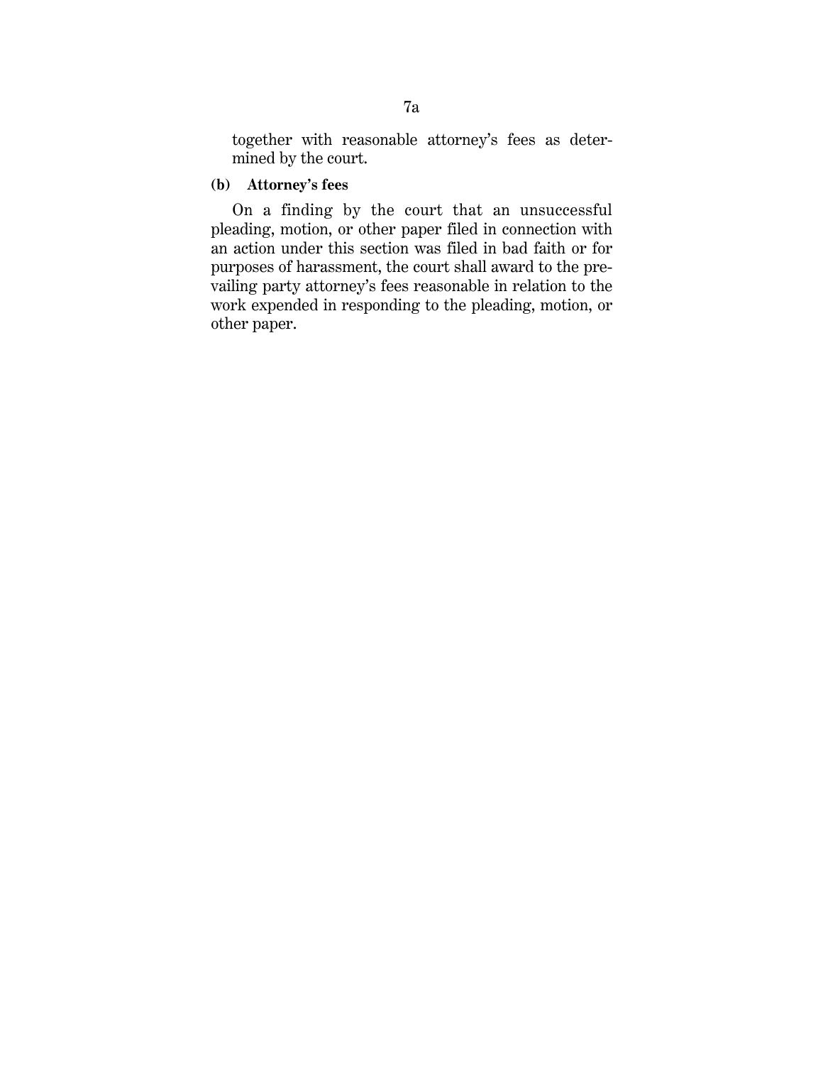together with reasonable attorney's fees as determined by the court.

**(b) Attorney's fees**

On a finding by the court that an unsuccessful pleading, motion, or other paper filed in connection with an action under this section was filed in bad faith or for purposes of harassment, the court shall award to the prevailing party attorney's fees reasonable in relation to the work expended in responding to the pleading, motion, or other paper.